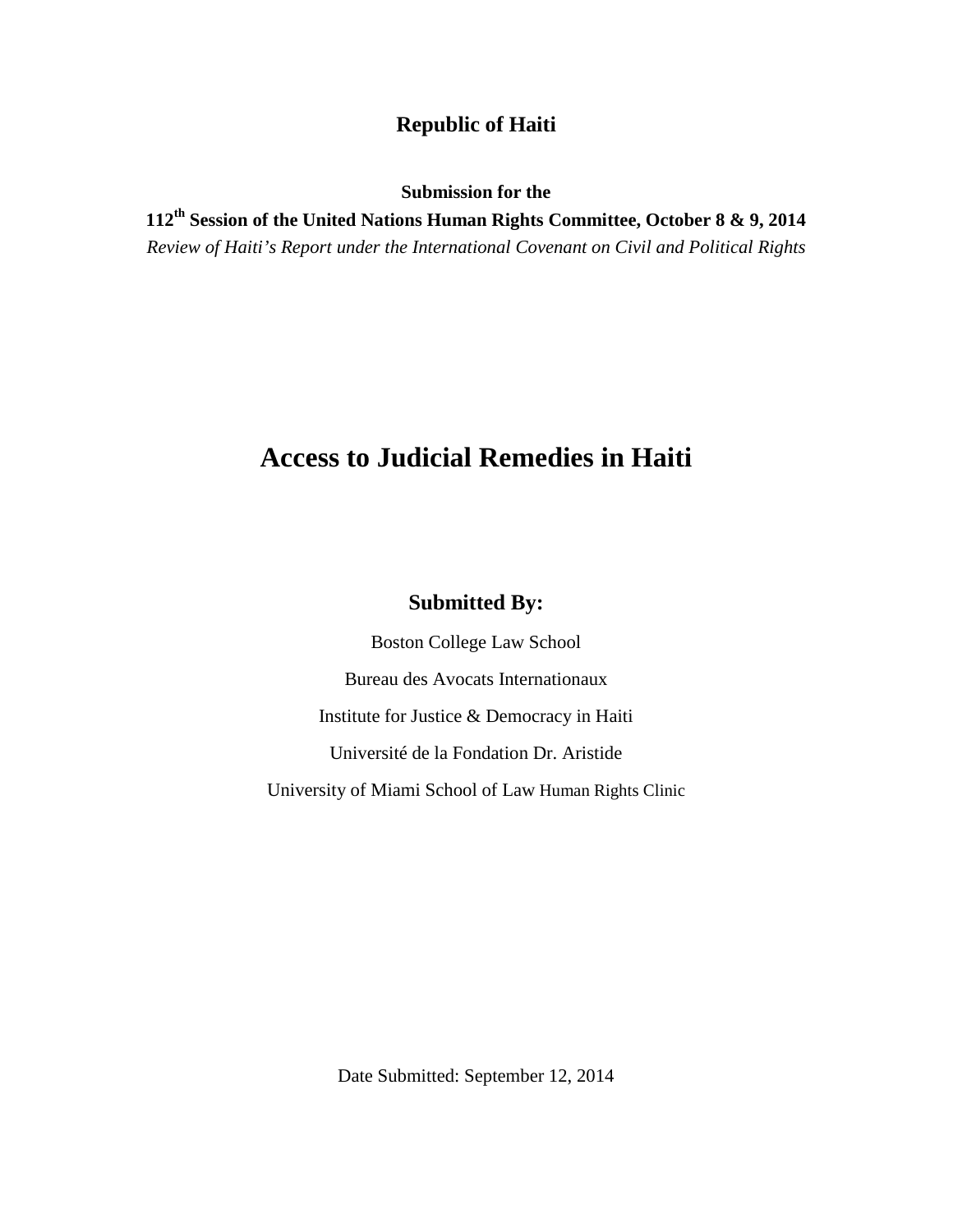**Republic of Haiti**

**Submission for the**

**112th Session of the United Nations Human Rights Committee, October 8 & 9, 2014**

*Review of Haiti's Report under the International Covenant on Civil and Political Rights*

# Access to Judicial Remedies in Haiti

## Submitted By:

Boston College Law School

Bureau des Avocats Internationaux

Institute for Justice & Democracy in Haiti

Université de la Fondation Dr. Aristide

University of Miami School of Law Human Rights Clinic

Date Submitted: September 12, 2014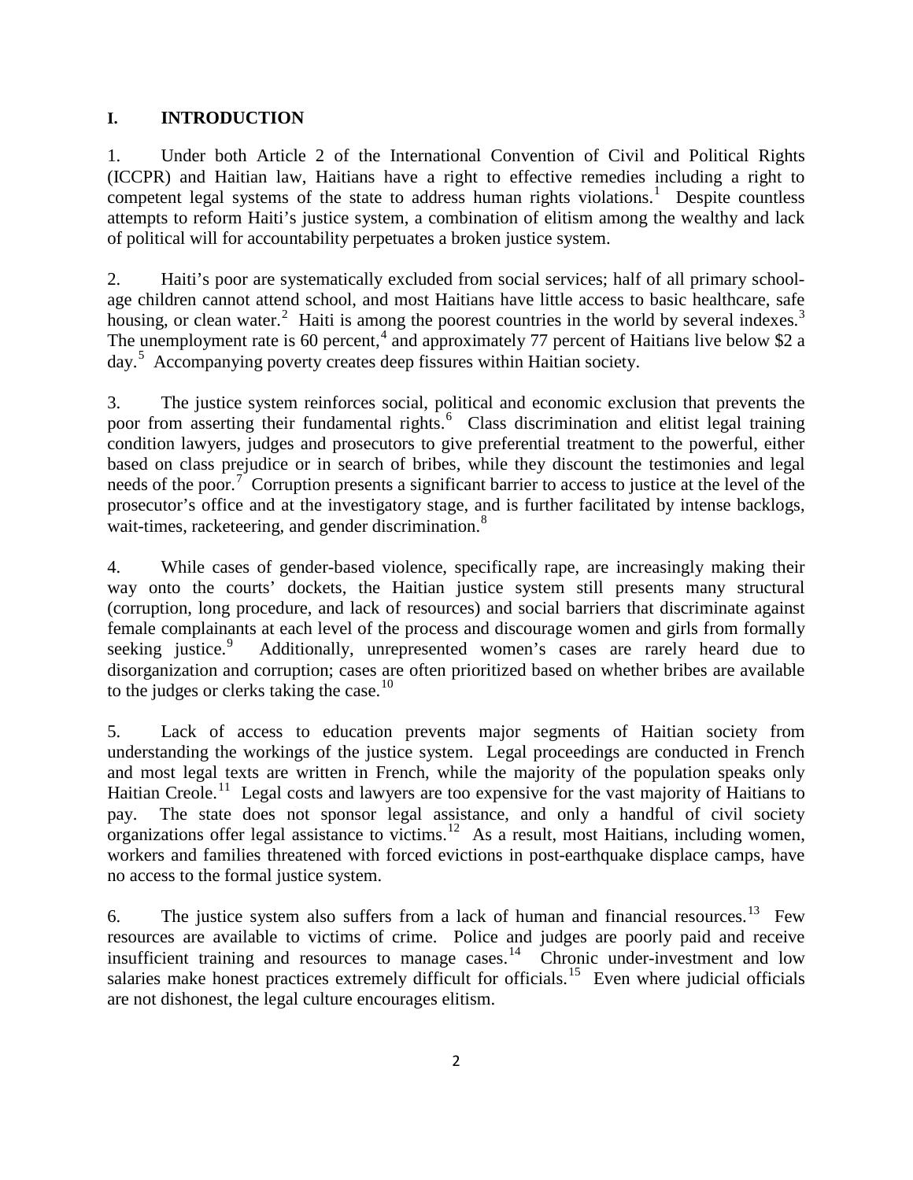## I. INTRODUCTION

1. Under both Article 2 of the International Convention of Civil and Political Rights (ICCPR) and Haitian law, Haitians have a right to effective remedies including a right to competent legal systems of the state to address human rights violations.[1] Despite countless attempts to reform Haiti's justice system, a combination of elitism among the wealthy and lack of political will for accountability perpetuates a broken justice system.

2. Haiti's poor are systematically excluded from social services; half of all primary school-age children cannot attend school, and most Haitians have little access to basic healthcare, safe housing, or clean water.[2] Haiti is among the poorest countries in the world by several indexes.[3] The unemployment rate is 60 percent,[4] and approximately 77 percent of Haitians live below $2 a day.[5] Accompanying poverty creates deep fissures within Haitian society.

3. The justice system reinforces social, political and economic exclusion that prevents the poor from asserting their fundamental rights.[6] Class discrimination and elitist legal training condition lawyers, judges and prosecutors to give preferential treatment to the powerful, either based on class prejudice or in search of bribes, while they discount the testimonies and legal needs of the poor.[7] Corruption presents a significant barrier to access to justice at the level of the prosecutor's office and at the investigatory stage, and is further facilitated by intense backlogs, wait-times, racketeering, and gender discrimination.[8]

4. While cases of gender-based violence, specifically rape, are increasingly making their way onto the courts' dockets, the Haitian justice system still presents many structural (corruption, long procedure, and lack of resources) and social barriers that discriminate against female complainants at each level of the process and discourage women and girls from formally seeking justice.[9] Additionally, unrepresented women's cases are rarely heard due to disorganization and corruption; cases are often prioritized based on whether bribes are available to the judges or clerks taking the case.[10]

5. Lack of access to education prevents major segments of Haitian society from understanding the workings of the justice system. Legal proceedings are conducted in French and most legal texts are written in French, while the majority of the population speaks only Haitian Creole.[11] Legal costs and lawyers are too expensive for the vast majority of Haitians to pay. The state does not sponsor legal assistance, and only a handful of civil society organizations offer legal assistance to victims.[12] As a result, most Haitians, including women, workers and families threatened with forced evictions in post-earthquake displace camps, have no access to the formal justice system.

6. The justice system also suffers from a lack of human and financial resources.[13] Few resources are available to victims of crime. Police and judges are poorly paid and receive insufficient training and resources to manage cases.[14] Chronic under-investment and low salaries make honest practices extremely difficult for officials.[15] Even where judicial officials are not dishonest, the legal culture encourages elitism.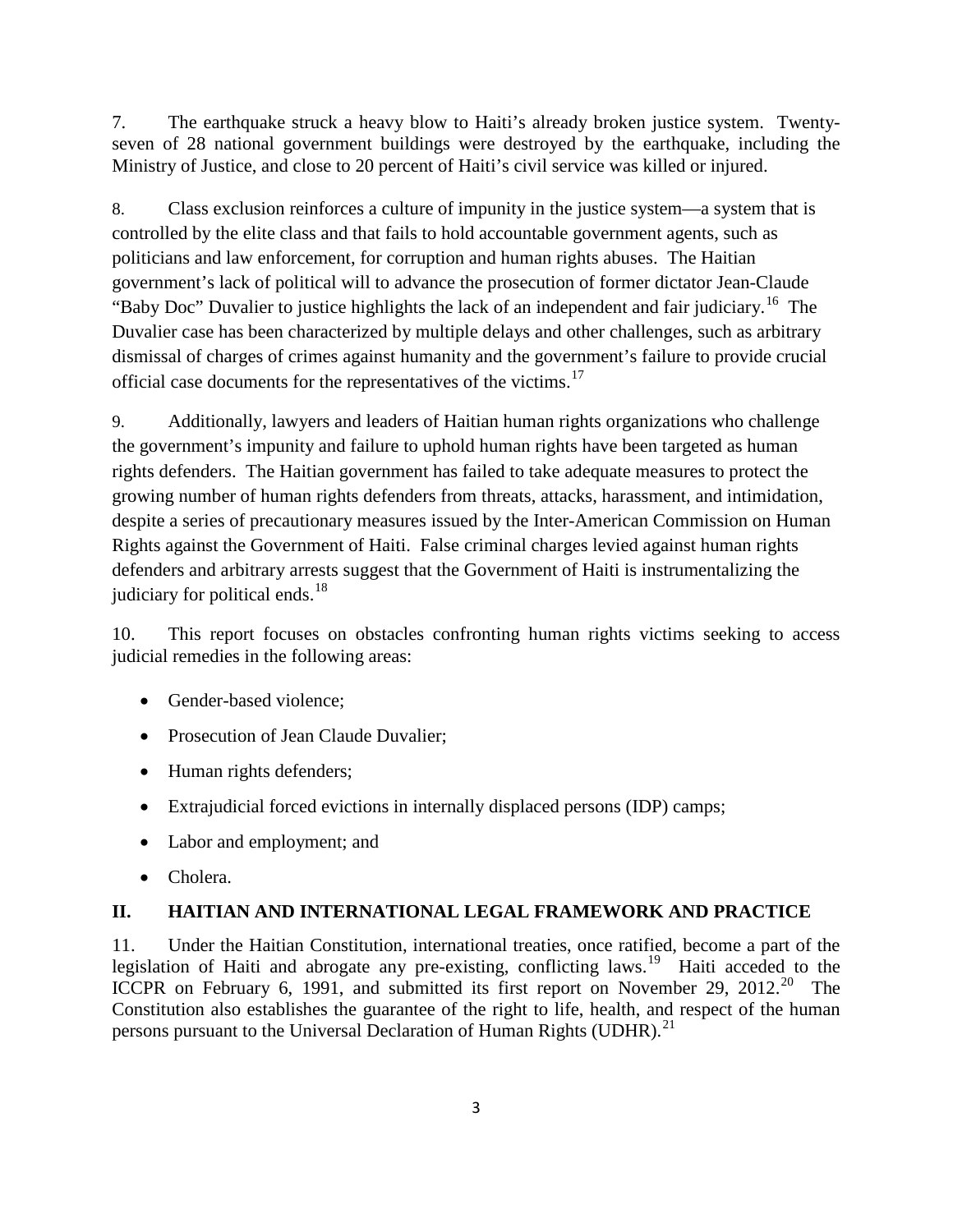7. The earthquake struck a heavy blow to Haiti's already broken justice system. Twenty-seven of 28 national government buildings were destroyed by the earthquake, including the Ministry of Justice, and close to 20 percent of Haiti's civil service was killed or injured.

8. Class exclusion reinforces a culture of impunity in the justice system—a system that is controlled by the elite class and that fails to hold accountable government agents, such as politicians and law enforcement, for corruption and human rights abuses. The Haitian government's lack of political will to advance the prosecution of former dictator Jean-Claude "Baby Doc" Duvalier to justice highlights the lack of an independent and fair judiciary.[16] The Duvalier case has been characterized by multiple delays and other challenges, such as arbitrary dismissal of charges of crimes against humanity and the government's failure to provide crucial official case documents for the representatives of the victims.[17]

9. Additionally, lawyers and leaders of Haitian human rights organizations who challenge the government's impunity and failure to uphold human rights have been targeted as human rights defenders. The Haitian government has failed to take adequate measures to protect the growing number of human rights defenders from threats, attacks, harassment, and intimidation, despite a series of precautionary measures issued by the Inter-American Commission on Human Rights against the Government of Haiti. False criminal charges levied against human rights defenders and arbitrary arrests suggest that the Government of Haiti is instrumentalizing the judiciary for political ends.[18]

10. This report focuses on obstacles confronting human rights victims seeking to access judicial remedies in the following areas:

- Gender-based violence;
- Prosecution of Jean Claude Duvalier;
- Human rights defenders;
- Extrajudicial forced evictions in internally displaced persons (IDP) camps;
- Labor and employment; and
- Cholera.

## II. HAITIAN AND INTERNATIONAL LEGAL FRAMEWORK AND PRACTICE

11. Under the Haitian Constitution, international treaties, once ratified, become a part of the legislation of Haiti and abrogate any pre-existing, conflicting laws.[19] Haiti acceded to the ICCPR on February 6, 1991, and submitted its first report on November 29, 2012.[20] The Constitution also establishes the guarantee of the right to life, health, and respect of the human persons pursuant to the Universal Declaration of Human Rights (UDHR).[21]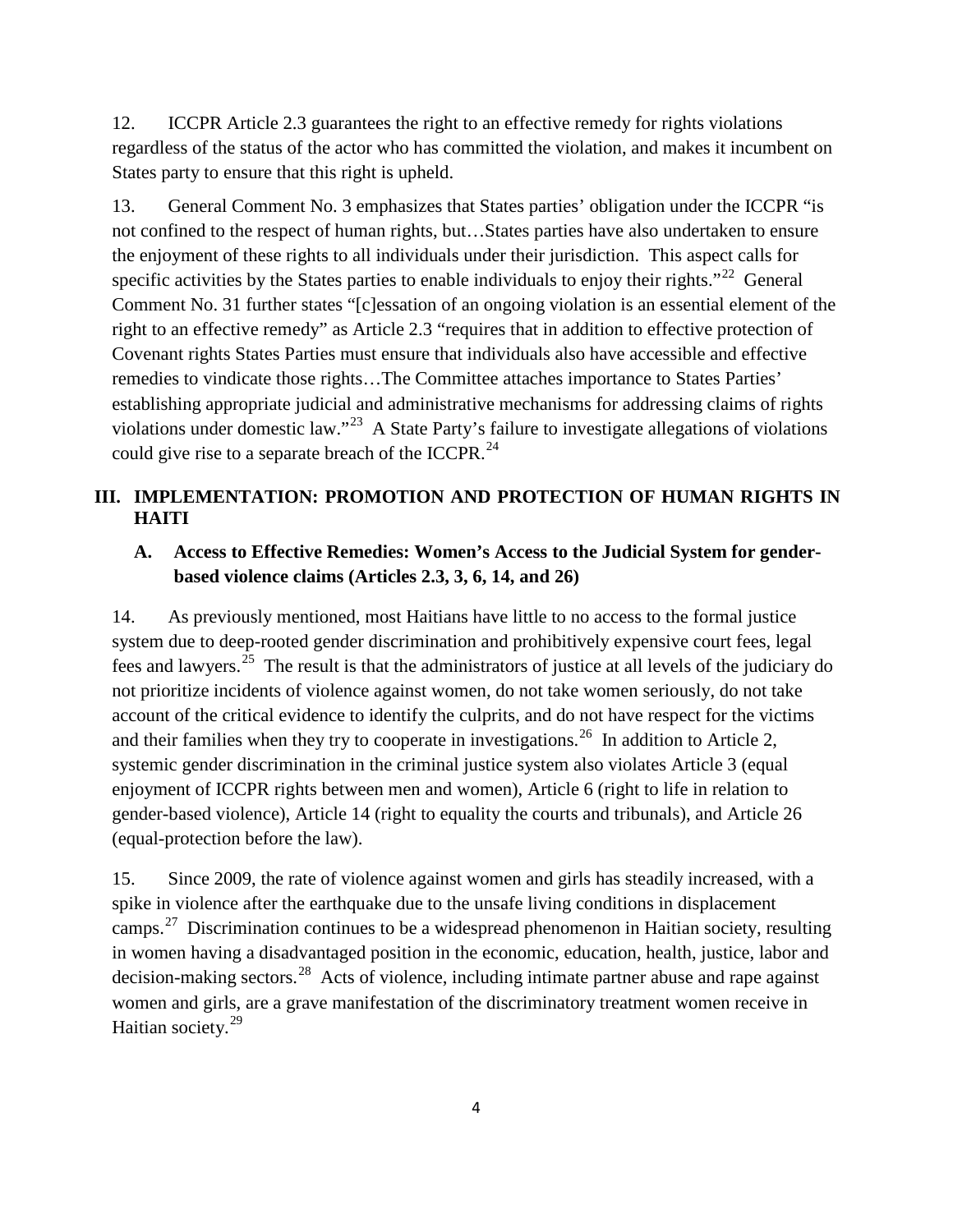12. ICCPR Article 2.3 guarantees the right to an effective remedy for rights violations regardless of the status of the actor who has committed the violation, and makes it incumbent on States party to ensure that this right is upheld.

13. General Comment No. 3 emphasizes that States parties' obligation under the ICCPR "is not confined to the respect of human rights, but…States parties have also undertaken to ensure the enjoyment of these rights to all individuals under their jurisdiction. This aspect calls for specific activities by the States parties to enable individuals to enjoy their rights."[22] General Comment No. 31 further states "[c]essation of an ongoing violation is an essential element of the right to an effective remedy" as Article 2.3 "requires that in addition to effective protection of Covenant rights States Parties must ensure that individuals also have accessible and effective remedies to vindicate those rights…The Committee attaches importance to States Parties' establishing appropriate judicial and administrative mechanisms for addressing claims of rights violations under domestic law."[23] A State Party's failure to investigate allegations of violations could give rise to a separate breach of the ICCPR.[24]

## III. IMPLEMENTATION: PROMOTION AND PROTECTION OF HUMAN RIGHTS IN HAITI

### A. Access to Effective Remedies: Women's Access to the Judicial System for gender-based violence claims (Articles 2.3, 3, 6, 14, and 26)

14. As previously mentioned, most Haitians have little to no access to the formal justice system due to deep-rooted gender discrimination and prohibitively expensive court fees, legal fees and lawyers.[25] The result is that the administrators of justice at all levels of the judiciary do not prioritize incidents of violence against women, do not take women seriously, do not take account of the critical evidence to identify the culprits, and do not have respect for the victims and their families when they try to cooperate in investigations.[26] In addition to Article 2, systemic gender discrimination in the criminal justice system also violates Article 3 (equal enjoyment of ICCPR rights between men and women), Article 6 (right to life in relation to gender-based violence), Article 14 (right to equality the courts and tribunals), and Article 26 (equal-protection before the law).

15. Since 2009, the rate of violence against women and girls has steadily increased, with a spike in violence after the earthquake due to the unsafe living conditions in displacement camps.[27] Discrimination continues to be a widespread phenomenon in Haitian society, resulting in women having a disadvantaged position in the economic, education, health, justice, labor and decision-making sectors.[28] Acts of violence, including intimate partner abuse and rape against women and girls, are a grave manifestation of the discriminatory treatment women receive in Haitian society.[29]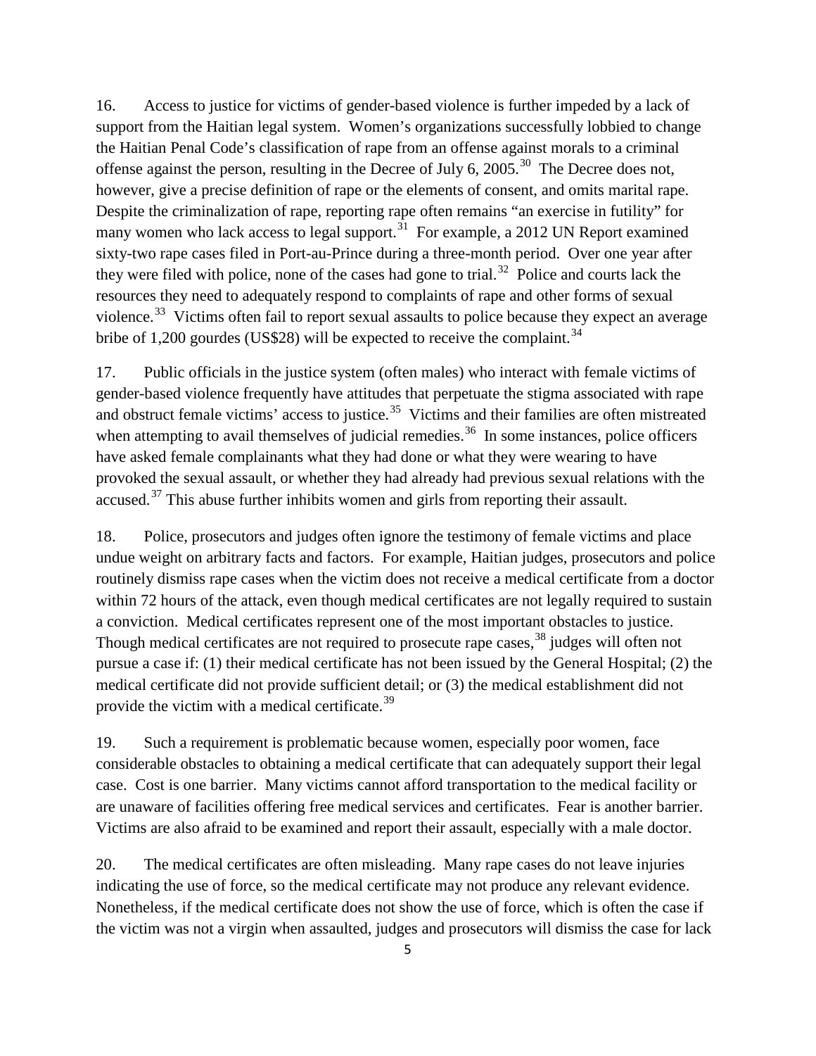16. Access to justice for victims of gender-based violence is further impeded by a lack of support from the Haitian legal system. Women's organizations successfully lobbied to change the Haitian Penal Code's classification of rape from an offense against morals to a criminal offense against the person, resulting in the Decree of July 6, 2005.[30] The Decree does not, however, give a precise definition of rape or the elements of consent, and omits marital rape. Despite the criminalization of rape, reporting rape often remains "an exercise in futility" for many women who lack access to legal support.[31] For example, a 2012 UN Report examined sixty-two rape cases filed in Port-au-Prince during a three-month period. Over one year after they were filed with police, none of the cases had gone to trial.[32] Police and courts lack the resources they need to adequately respond to complaints of rape and other forms of sexual violence.[33] Victims often fail to report sexual assaults to police because they expect an average bribe of 1,200 gourdes (US$28) will be expected to receive the complaint.[34]

17. Public officials in the justice system (often males) who interact with female victims of gender-based violence frequently have attitudes that perpetuate the stigma associated with rape and obstruct female victims' access to justice.[35] Victims and their families are often mistreated when attempting to avail themselves of judicial remedies.[36] In some instances, police officers have asked female complainants what they had done or what they were wearing to have provoked the sexual assault, or whether they had already had previous sexual relations with the accused.[37] This abuse further inhibits women and girls from reporting their assault.

18. Police, prosecutors and judges often ignore the testimony of female victims and place undue weight on arbitrary facts and factors. For example, Haitian judges, prosecutors and police routinely dismiss rape cases when the victim does not receive a medical certificate from a doctor within 72 hours of the attack, even though medical certificates are not legally required to sustain a conviction. Medical certificates represent one of the most important obstacles to justice. Though medical certificates are not required to prosecute rape cases,[38] judges will often not pursue a case if: (1) their medical certificate has not been issued by the General Hospital; (2) the medical certificate did not provide sufficient detail; or (3) the medical establishment did not provide the victim with a medical certificate.[39]

19. Such a requirement is problematic because women, especially poor women, face considerable obstacles to obtaining a medical certificate that can adequately support their legal case. Cost is one barrier. Many victims cannot afford transportation to the medical facility or are unaware of facilities offering free medical services and certificates. Fear is another barrier. Victims are also afraid to be examined and report their assault, especially with a male doctor.

20. The medical certificates are often misleading. Many rape cases do not leave injuries indicating the use of force, so the medical certificate may not produce any relevant evidence. Nonetheless, if the medical certificate does not show the use of force, which is often the case if the victim was not a virgin when assaulted, judges and prosecutors will dismiss the case for lack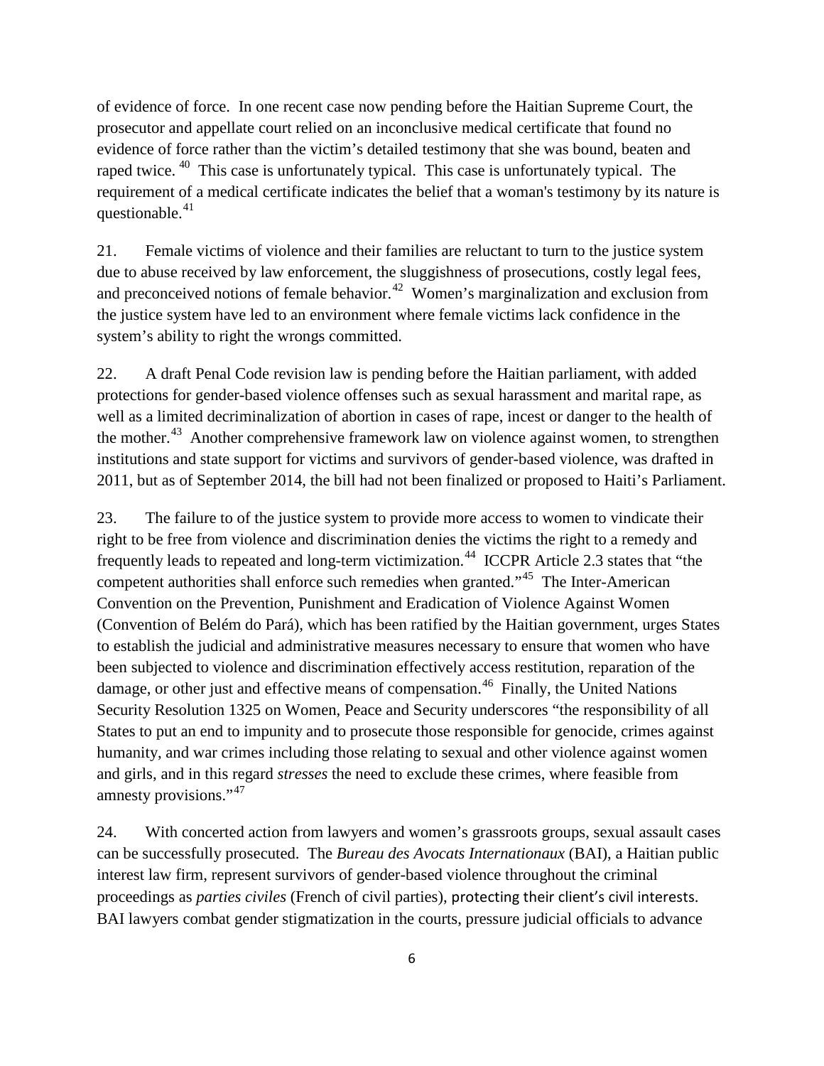of evidence of force. In one recent case now pending before the Haitian Supreme Court, the prosecutor and appellate court relied on an inconclusive medical certificate that found no evidence of force rather than the victim's detailed testimony that she was bound, beaten and raped twice. [40] This case is unfortunately typical. This case is unfortunately typical. The requirement of a medical certificate indicates the belief that a woman's testimony by its nature is questionable.[41]

21. Female victims of violence and their families are reluctant to turn to the justice system due to abuse received by law enforcement, the sluggishness of prosecutions, costly legal fees, and preconceived notions of female behavior.[42] Women's marginalization and exclusion from the justice system have led to an environment where female victims lack confidence in the system's ability to right the wrongs committed.

22. A draft Penal Code revision law is pending before the Haitian parliament, with added protections for gender-based violence offenses such as sexual harassment and marital rape, as well as a limited decriminalization of abortion in cases of rape, incest or danger to the health of the mother.[43] Another comprehensive framework law on violence against women, to strengthen institutions and state support for victims and survivors of gender-based violence, was drafted in 2011, but as of September 2014, the bill had not been finalized or proposed to Haiti's Parliament.

23. The failure to of the justice system to provide more access to women to vindicate their right to be free from violence and discrimination denies the victims the right to a remedy and frequently leads to repeated and long-term victimization.[44] ICCPR Article 2.3 states that "the competent authorities shall enforce such remedies when granted."[45] The Inter-American Convention on the Prevention, Punishment and Eradication of Violence Against Women (Convention of Belém do Pará), which has been ratified by the Haitian government, urges States to establish the judicial and administrative measures necessary to ensure that women who have been subjected to violence and discrimination effectively access restitution, reparation of the damage, or other just and effective means of compensation.[46] Finally, the United Nations Security Resolution 1325 on Women, Peace and Security underscores "the responsibility of all States to put an end to impunity and to prosecute those responsible for genocide, crimes against humanity, and war crimes including those relating to sexual and other violence against women and girls, and in this regard *stresses* the need to exclude these crimes, where feasible from amnesty provisions."[47]

24. With concerted action from lawyers and women's grassroots groups, sexual assault cases can be successfully prosecuted. The *Bureau des Avocats Internationaux* (BAI), a Haitian public interest law firm, represent survivors of gender-based violence throughout the criminal proceedings as *parties civiles* (French of civil parties), protecting their client's civil interests. BAI lawyers combat gender stigmatization in the courts, pressure judicial officials to advance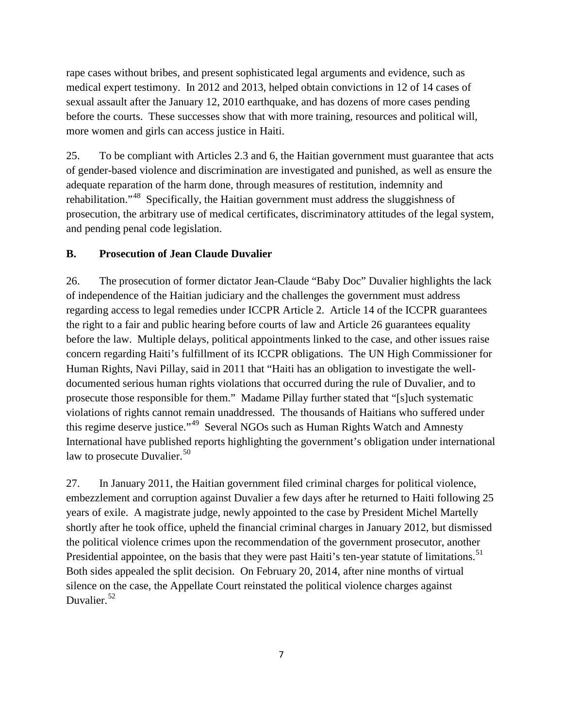rape cases without bribes, and present sophisticated legal arguments and evidence, such as medical expert testimony. In 2012 and 2013, helped obtain convictions in 12 of 14 cases of sexual assault after the January 12, 2010 earthquake, and has dozens of more cases pending before the courts. These successes show that with more training, resources and political will, more women and girls can access justice in Haiti.

25. To be compliant with Articles 2.3 and 6, the Haitian government must guarantee that acts of gender-based violence and discrimination are investigated and punished, as well as ensure the adequate reparation of the harm done, through measures of restitution, indemnity and rehabilitation."[48] Specifically, the Haitian government must address the sluggishness of prosecution, the arbitrary use of medical certificates, discriminatory attitudes of the legal system, and pending penal code legislation.

## B. Prosecution of Jean Claude Duvalier

26. The prosecution of former dictator Jean-Claude "Baby Doc" Duvalier highlights the lack of independence of the Haitian judiciary and the challenges the government must address regarding access to legal remedies under ICCPR Article 2. Article 14 of the ICCPR guarantees the right to a fair and public hearing before courts of law and Article 26 guarantees equality before the law. Multiple delays, political appointments linked to the case, and other issues raise concern regarding Haiti's fulfillment of its ICCPR obligations. The UN High Commissioner for Human Rights, Navi Pillay, said in 2011 that "Haiti has an obligation to investigate the well-documented serious human rights violations that occurred during the rule of Duvalier, and to prosecute those responsible for them." Madame Pillay further stated that "[s]uch systematic violations of rights cannot remain unaddressed. The thousands of Haitians who suffered under this regime deserve justice."[49] Several NGOs such as Human Rights Watch and Amnesty International have published reports highlighting the government's obligation under international law to prosecute Duvalier.[50]

27. In January 2011, the Haitian government filed criminal charges for political violence, embezzlement and corruption against Duvalier a few days after he returned to Haiti following 25 years of exile. A magistrate judge, newly appointed to the case by President Michel Martelly shortly after he took office, upheld the financial criminal charges in January 2012, but dismissed the political violence crimes upon the recommendation of the government prosecutor, another Presidential appointee, on the basis that they were past Haiti's ten-year statute of limitations.[51] Both sides appealed the split decision. On February 20, 2014, after nine months of virtual silence on the case, the Appellate Court reinstated the political violence charges against Duvalier.[52]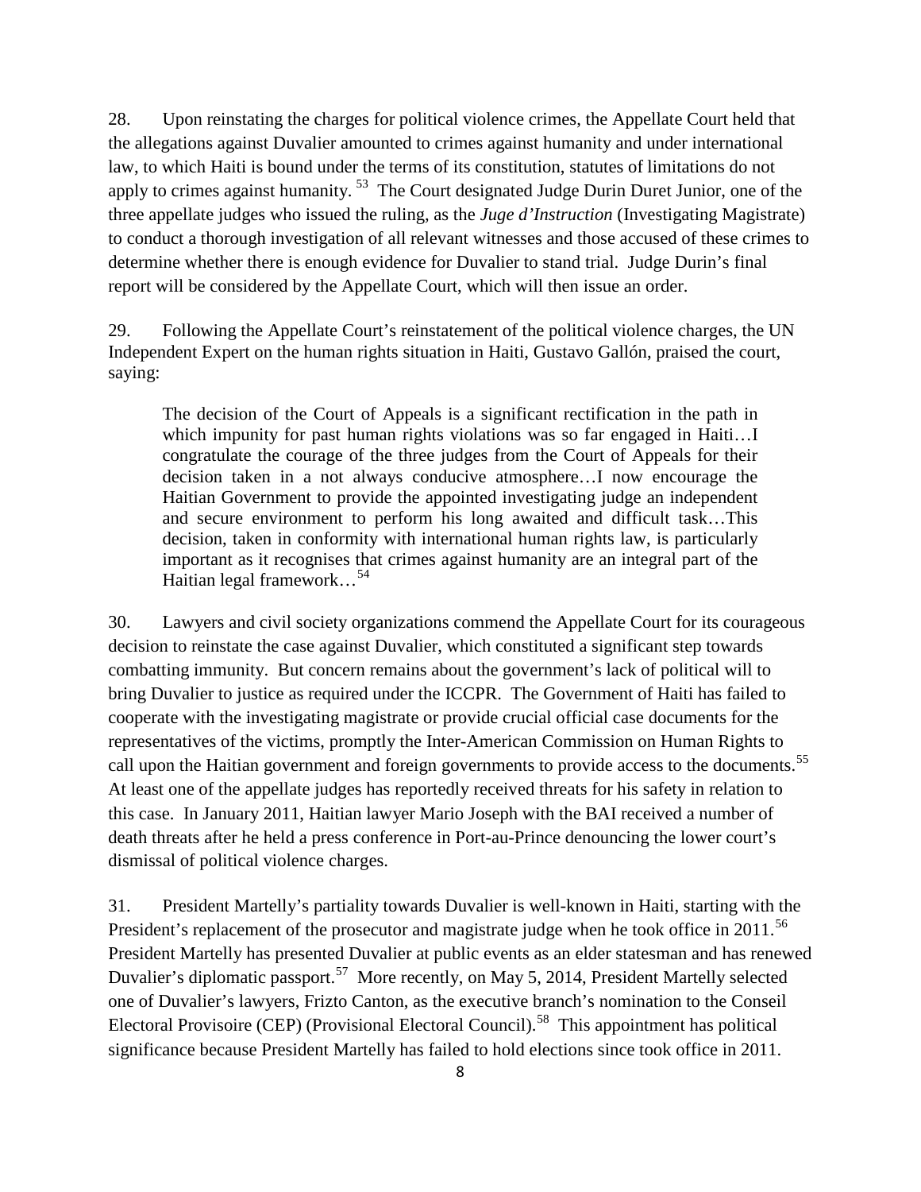28. Upon reinstating the charges for political violence crimes, the Appellate Court held that the allegations against Duvalier amounted to crimes against humanity and under international law, to which Haiti is bound under the terms of its constitution, statutes of limitations do not apply to crimes against humanity. [53] The Court designated Judge Durin Duret Junior, one of the three appellate judges who issued the ruling, as the *Juge d'Instruction* (Investigating Magistrate) to conduct a thorough investigation of all relevant witnesses and those accused of these crimes to determine whether there is enough evidence for Duvalier to stand trial. Judge Durin's final report will be considered by the Appellate Court, which will then issue an order.

29. Following the Appellate Court's reinstatement of the political violence charges, the UN Independent Expert on the human rights situation in Haiti, Gustavo Gallón, praised the court, saying:

> The decision of the Court of Appeals is a significant rectification in the path in which impunity for past human rights violations was so far engaged in Haiti…I congratulate the courage of the three judges from the Court of Appeals for their decision taken in a not always conducive atmosphere…I now encourage the Haitian Government to provide the appointed investigating judge an independent and secure environment to perform his long awaited and difficult task…This decision, taken in conformity with international human rights law, is particularly important as it recognises that crimes against humanity are an integral part of the Haitian legal framework…[54]

30. Lawyers and civil society organizations commend the Appellate Court for its courageous decision to reinstate the case against Duvalier, which constituted a significant step towards combatting immunity. But concern remains about the government's lack of political will to bring Duvalier to justice as required under the ICCPR. The Government of Haiti has failed to cooperate with the investigating magistrate or provide crucial official case documents for the representatives of the victims, promptly the Inter-American Commission on Human Rights to call upon the Haitian government and foreign governments to provide access to the documents.[55] At least one of the appellate judges has reportedly received threats for his safety in relation to this case. In January 2011, Haitian lawyer Mario Joseph with the BAI received a number of death threats after he held a press conference in Port-au-Prince denouncing the lower court's dismissal of political violence charges.

31. President Martelly's partiality towards Duvalier is well-known in Haiti, starting with the President's replacement of the prosecutor and magistrate judge when he took office in 2011.[56] President Martelly has presented Duvalier at public events as an elder statesman and has renewed Duvalier's diplomatic passport.[57] More recently, on May 5, 2014, President Martelly selected one of Duvalier's lawyers, Frizto Canton, as the executive branch's nomination to the Conseil Electoral Provisoire (CEP) (Provisional Electoral Council).[58] This appointment has political significance because President Martelly has failed to hold elections since took office in 2011.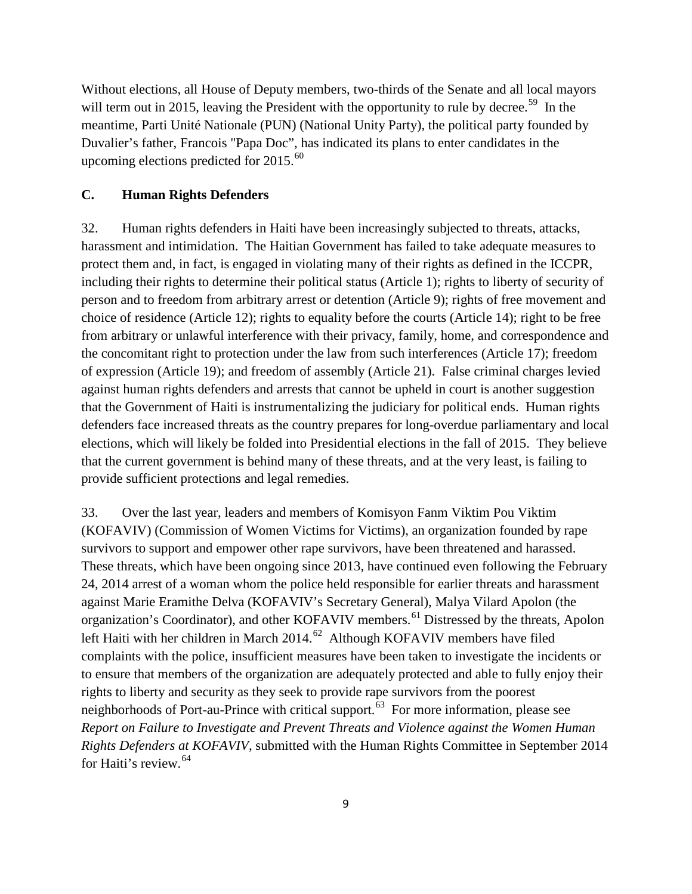Without elections, all House of Deputy members, two-thirds of the Senate and all local mayors will term out in 2015, leaving the President with the opportunity to rule by decree.[59] In the meantime, Parti Unité Nationale (PUN) (National Unity Party), the political party founded by Duvalier's father, Francois "Papa Doc", has indicated its plans to enter candidates in the upcoming elections predicted for 2015.[60]

### C. Human Rights Defenders

32. Human rights defenders in Haiti have been increasingly subjected to threats, attacks, harassment and intimidation. The Haitian Government has failed to take adequate measures to protect them and, in fact, is engaged in violating many of their rights as defined in the ICCPR, including their rights to determine their political status (Article 1); rights to liberty of security of person and to freedom from arbitrary arrest or detention (Article 9); rights of free movement and choice of residence (Article 12); rights to equality before the courts (Article 14); right to be free from arbitrary or unlawful interference with their privacy, family, home, and correspondence and the concomitant right to protection under the law from such interferences (Article 17); freedom of expression (Article 19); and freedom of assembly (Article 21). False criminal charges levied against human rights defenders and arrests that cannot be upheld in court is another suggestion that the Government of Haiti is instrumentalizing the judiciary for political ends. Human rights defenders face increased threats as the country prepares for long-overdue parliamentary and local elections, which will likely be folded into Presidential elections in the fall of 2015. They believe that the current government is behind many of these threats, and at the very least, is failing to provide sufficient protections and legal remedies.

33. Over the last year, leaders and members of Komisyon Fanm Viktim Pou Viktim (KOFAVIV) (Commission of Women Victims for Victims), an organization founded by rape survivors to support and empower other rape survivors, have been threatened and harassed. These threats, which have been ongoing since 2013, have continued even following the February 24, 2014 arrest of a woman whom the police held responsible for earlier threats and harassment against Marie Eramithe Delva (KOFAVIV's Secretary General), Malya Vilard Apolon (the organization's Coordinator), and other KOFAVIV members.[61] Distressed by the threats, Apolon left Haiti with her children in March 2014.[62] Although KOFAVIV members have filed complaints with the police, insufficient measures have been taken to investigate the incidents or to ensure that members of the organization are adequately protected and able to fully enjoy their rights to liberty and security as they seek to provide rape survivors from the poorest neighborhoods of Port-au-Prince with critical support.[63] For more information, please see *Report on Failure to Investigate and Prevent Threats and Violence against the Women Human Rights Defenders at KOFAVIV*, submitted with the Human Rights Committee in September 2014 for Haiti's review.[64]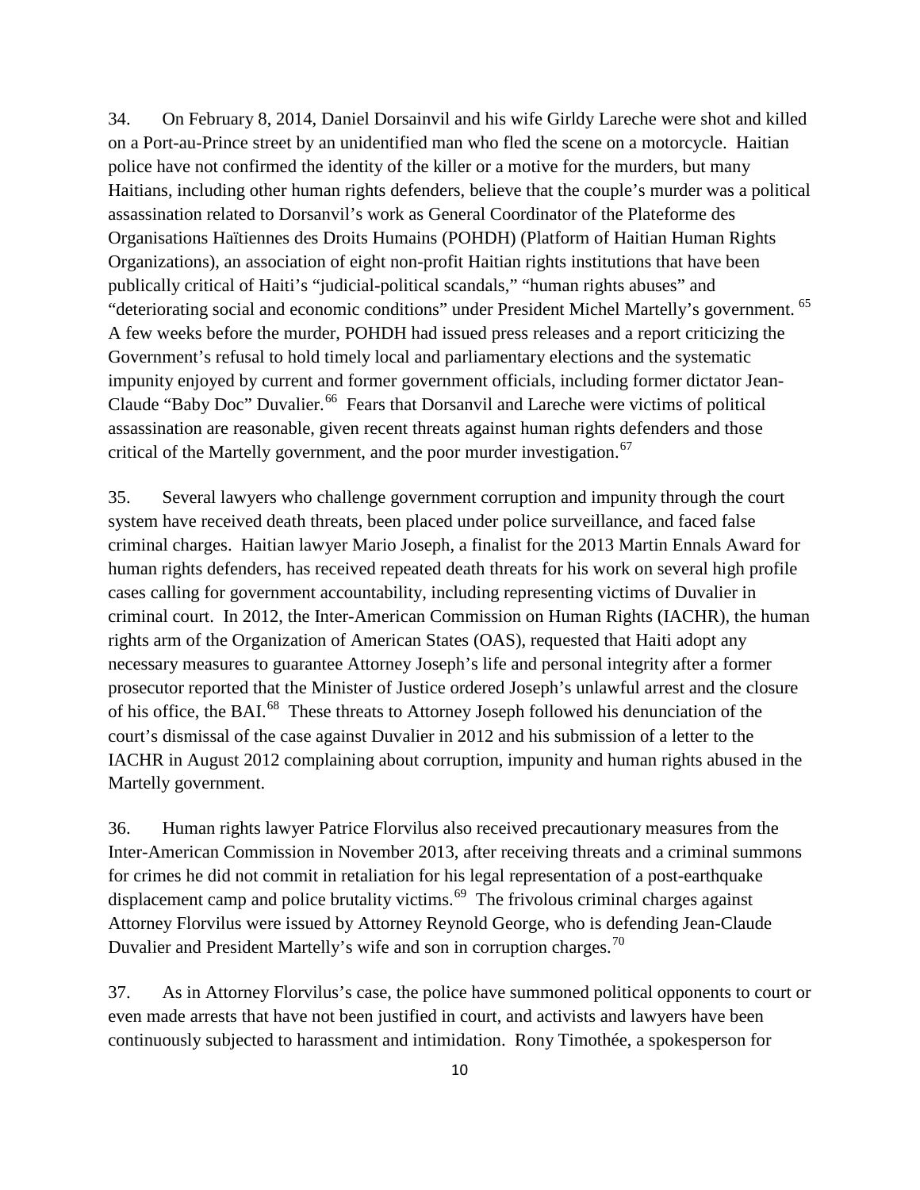34. On February 8, 2014, Daniel Dorsainvil and his wife Girldy Lareche were shot and killed on a Port-au-Prince street by an unidentified man who fled the scene on a motorcycle. Haitian police have not confirmed the identity of the killer or a motive for the murders, but many Haitians, including other human rights defenders, believe that the couple's murder was a political assassination related to Dorsanvil's work as General Coordinator of the Plateforme des Organisations Haïtiennes des Droits Humains (POHDH) (Platform of Haitian Human Rights Organizations), an association of eight non-profit Haitian rights institutions that have been publically critical of Haiti's "judicial-political scandals," "human rights abuses" and "deteriorating social and economic conditions" under President Michel Martelly's government. [65] A few weeks before the murder, POHDH had issued press releases and a report criticizing the Government's refusal to hold timely local and parliamentary elections and the systematic impunity enjoyed by current and former government officials, including former dictator Jean-Claude "Baby Doc" Duvalier.[66] Fears that Dorsanvil and Lareche were victims of political assassination are reasonable, given recent threats against human rights defenders and those critical of the Martelly government, and the poor murder investigation.[67]

35. Several lawyers who challenge government corruption and impunity through the court system have received death threats, been placed under police surveillance, and faced false criminal charges. Haitian lawyer Mario Joseph, a finalist for the 2013 Martin Ennals Award for human rights defenders, has received repeated death threats for his work on several high profile cases calling for government accountability, including representing victims of Duvalier in criminal court. In 2012, the Inter-American Commission on Human Rights (IACHR), the human rights arm of the Organization of American States (OAS), requested that Haiti adopt any necessary measures to guarantee Attorney Joseph's life and personal integrity after a former prosecutor reported that the Minister of Justice ordered Joseph's unlawful arrest and the closure of his office, the BAI.[68] These threats to Attorney Joseph followed his denunciation of the court's dismissal of the case against Duvalier in 2012 and his submission of a letter to the IACHR in August 2012 complaining about corruption, impunity and human rights abused in the Martelly government.

36. Human rights lawyer Patrice Florvilus also received precautionary measures from the Inter-American Commission in November 2013, after receiving threats and a criminal summons for crimes he did not commit in retaliation for his legal representation of a post-earthquake displacement camp and police brutality victims.[69] The frivolous criminal charges against Attorney Florvilus were issued by Attorney Reynold George, who is defending Jean-Claude Duvalier and President Martelly's wife and son in corruption charges.[70]

37. As in Attorney Florvilus's case, the police have summoned political opponents to court or even made arrests that have not been justified in court, and activists and lawyers have been continuously subjected to harassment and intimidation. Rony Timothée, a spokesperson for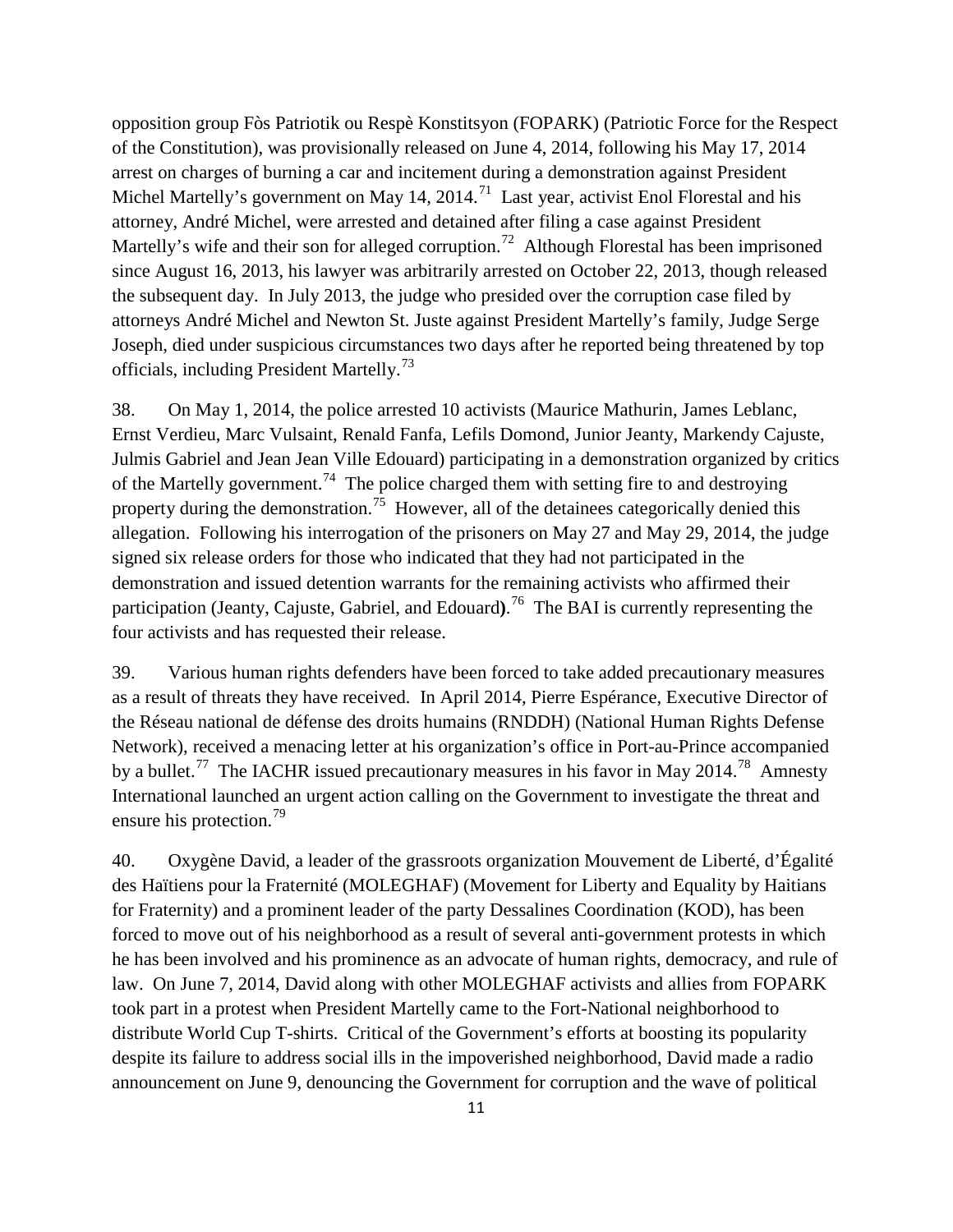opposition group Fòs Patriotik ou Respè Konstitsyon (FOPARK) (Patriotic Force for the Respect of the Constitution), was provisionally released on June 4, 2014, following his May 17, 2014 arrest on charges of burning a car and incitement during a demonstration against President Michel Martelly's government on May 14, 2014.[71] Last year, activist Enol Florestal and his attorney, André Michel, were arrested and detained after filing a case against President Martelly's wife and their son for alleged corruption.[72] Although Florestal has been imprisoned since August 16, 2013, his lawyer was arbitrarily arrested on October 22, 2013, though released the subsequent day. In July 2013, the judge who presided over the corruption case filed by attorneys André Michel and Newton St. Juste against President Martelly's family, Judge Serge Joseph, died under suspicious circumstances two days after he reported being threatened by top officials, including President Martelly.[73]

38. On May 1, 2014, the police arrested 10 activists (Maurice Mathurin, James Leblanc, Ernst Verdieu, Marc Vulsaint, Renald Fanfa, Lefils Domond, Junior Jeanty, Markendy Cajuste, Julmis Gabriel and Jean Jean Ville Edouard) participating in a demonstration organized by critics of the Martelly government.[74] The police charged them with setting fire to and destroying property during the demonstration.[75] However, all of the detainees categorically denied this allegation. Following his interrogation of the prisoners on May 27 and May 29, 2014, the judge signed six release orders for those who indicated that they had not participated in the demonstration and issued detention warrants for the remaining activists who affirmed their participation (Jeanty, Cajuste, Gabriel, and Edouard**)**.[76] The BAI is currently representing the four activists and has requested their release.

39. Various human rights defenders have been forced to take added precautionary measures as a result of threats they have received. In April 2014, Pierre Espérance, Executive Director of the Réseau national de défense des droits humains (RNDDH) (National Human Rights Defense Network), received a menacing letter at his organization's office in Port-au-Prince accompanied by a bullet.[77] The IACHR issued precautionary measures in his favor in May 2014.[78] Amnesty International launched an urgent action calling on the Government to investigate the threat and ensure his protection.[79]

40. Oxygène David, a leader of the grassroots organization Mouvement de Liberté, d'Égalité des Haïtiens pour la Fraternité (MOLEGHAF) (Movement for Liberty and Equality by Haitians for Fraternity) and a prominent leader of the party Dessalines Coordination (KOD), has been forced to move out of his neighborhood as a result of several anti-government protests in which he has been involved and his prominence as an advocate of human rights, democracy, and rule of law. On June 7, 2014, David along with other MOLEGHAF activists and allies from FOPARK took part in a protest when President Martelly came to the Fort-National neighborhood to distribute World Cup T-shirts. Critical of the Government's efforts at boosting its popularity despite its failure to address social ills in the impoverished neighborhood, David made a radio announcement on June 9, denouncing the Government for corruption and the wave of political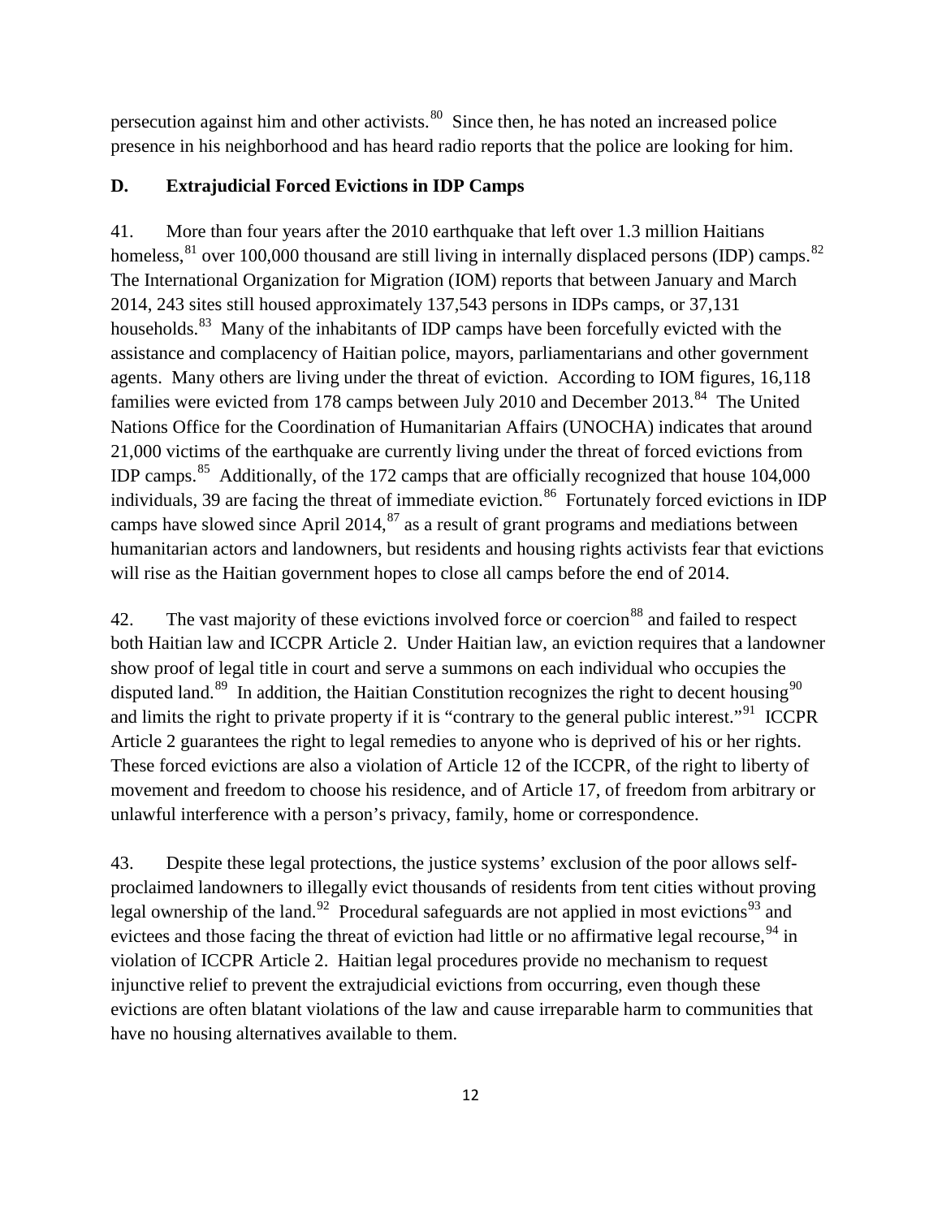persecution against him and other activists.[80] Since then, he has noted an increased police presence in his neighborhood and has heard radio reports that the police are looking for him.

### D. Extrajudicial Forced Evictions in IDP Camps

41. More than four years after the 2010 earthquake that left over 1.3 million Haitians homeless,[81] over 100,000 thousand are still living in internally displaced persons (IDP) camps.[82] The International Organization for Migration (IOM) reports that between January and March 2014, 243 sites still housed approximately 137,543 persons in IDPs camps, or 37,131 households.[83] Many of the inhabitants of IDP camps have been forcefully evicted with the assistance and complacency of Haitian police, mayors, parliamentarians and other government agents. Many others are living under the threat of eviction. According to IOM figures, 16,118 families were evicted from 178 camps between July 2010 and December 2013.[84] The United Nations Office for the Coordination of Humanitarian Affairs (UNOCHA) indicates that around 21,000 victims of the earthquake are currently living under the threat of forced evictions from IDP camps.[85] Additionally, of the 172 camps that are officially recognized that house 104,000 individuals, 39 are facing the threat of immediate eviction.[86] Fortunately forced evictions in IDP camps have slowed since April 2014,[87] as a result of grant programs and mediations between humanitarian actors and landowners, but residents and housing rights activists fear that evictions will rise as the Haitian government hopes to close all camps before the end of 2014.

42. The vast majority of these evictions involved force or coercion[88] and failed to respect both Haitian law and ICCPR Article 2. Under Haitian law, an eviction requires that a landowner show proof of legal title in court and serve a summons on each individual who occupies the disputed land.[89] In addition, the Haitian Constitution recognizes the right to decent housing[90] and limits the right to private property if it is "contrary to the general public interest."[91] ICCPR Article 2 guarantees the right to legal remedies to anyone who is deprived of his or her rights. These forced evictions are also a violation of Article 12 of the ICCPR, of the right to liberty of movement and freedom to choose his residence, and of Article 17, of freedom from arbitrary or unlawful interference with a person's privacy, family, home or correspondence.

43. Despite these legal protections, the justice systems' exclusion of the poor allows self-proclaimed landowners to illegally evict thousands of residents from tent cities without proving legal ownership of the land.[92] Procedural safeguards are not applied in most evictions[93] and evictees and those facing the threat of eviction had little or no affirmative legal recourse,[94] in violation of ICCPR Article 2. Haitian legal procedures provide no mechanism to request injunctive relief to prevent the extrajudicial evictions from occurring, even though these evictions are often blatant violations of the law and cause irreparable harm to communities that have no housing alternatives available to them.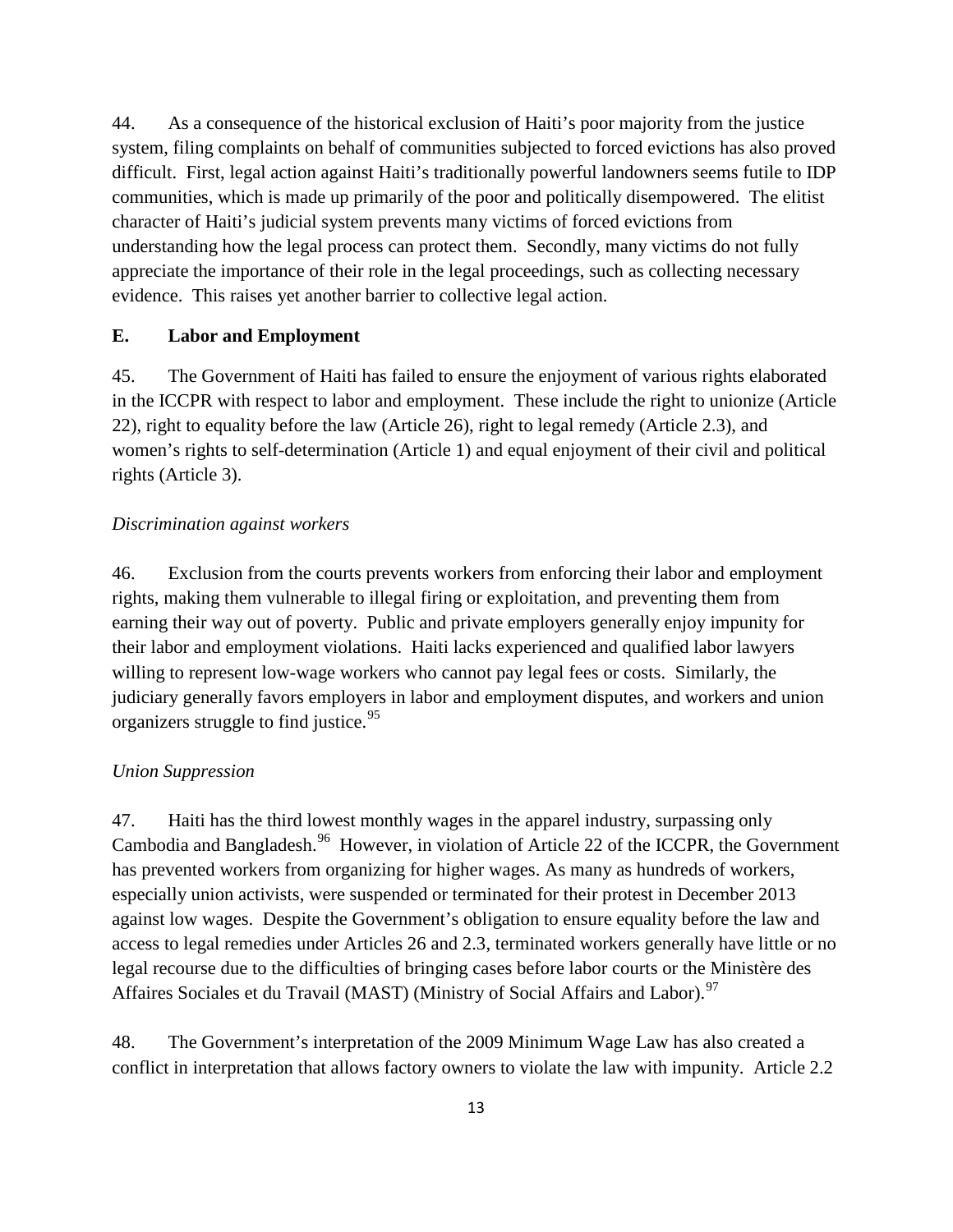44. As a consequence of the historical exclusion of Haiti's poor majority from the justice system, filing complaints on behalf of communities subjected to forced evictions has also proved difficult. First, legal action against Haiti's traditionally powerful landowners seems futile to IDP communities, which is made up primarily of the poor and politically disempowered. The elitist character of Haiti's judicial system prevents many victims of forced evictions from understanding how the legal process can protect them. Secondly, many victims do not fully appreciate the importance of their role in the legal proceedings, such as collecting necessary evidence. This raises yet another barrier to collective legal action.

### E. Labor and Employment

45. The Government of Haiti has failed to ensure the enjoyment of various rights elaborated in the ICCPR with respect to labor and employment. These include the right to unionize (Article 22), right to equality before the law (Article 26), right to legal remedy (Article 2.3), and women's rights to self-determination (Article 1) and equal enjoyment of their civil and political rights (Article 3).

*Discrimination against workers*

46. Exclusion from the courts prevents workers from enforcing their labor and employment rights, making them vulnerable to illegal firing or exploitation, and preventing them from earning their way out of poverty. Public and private employers generally enjoy impunity for their labor and employment violations. Haiti lacks experienced and qualified labor lawyers willing to represent low-wage workers who cannot pay legal fees or costs. Similarly, the judiciary generally favors employers in labor and employment disputes, and workers and union organizers struggle to find justice.[95]

*Union Suppression*

47. Haiti has the third lowest monthly wages in the apparel industry, surpassing only Cambodia and Bangladesh.[96] However, in violation of Article 22 of the ICCPR, the Government has prevented workers from organizing for higher wages. As many as hundreds of workers, especially union activists, were suspended or terminated for their protest in December 2013 against low wages. Despite the Government's obligation to ensure equality before the law and access to legal remedies under Articles 26 and 2.3, terminated workers generally have little or no legal recourse due to the difficulties of bringing cases before labor courts or the Ministère des Affaires Sociales et du Travail (MAST) (Ministry of Social Affairs and Labor).[97]

48. The Government's interpretation of the 2009 Minimum Wage Law has also created a conflict in interpretation that allows factory owners to violate the law with impunity. Article 2.2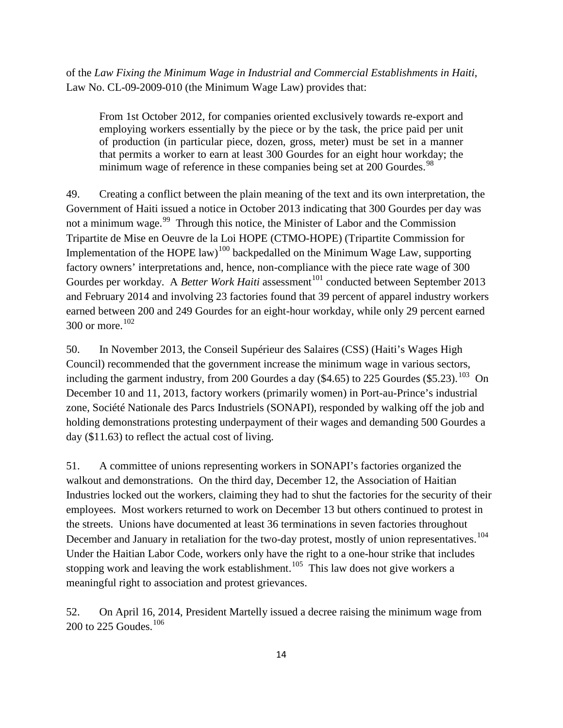of the *Law Fixing the Minimum Wage in Industrial and Commercial Establishments in Haiti*, Law No. CL-09-2009-010 (the Minimum Wage Law) provides that:

> From 1st October 2012, for companies oriented exclusively towards re-export and employing workers essentially by the piece or by the task, the price paid per unit of production (in particular piece, dozen, gross, meter) must be set in a manner that permits a worker to earn at least 300 Gourdes for an eight hour workday; the minimum wage of reference in these companies being set at 200 Gourdes.[98]

49. Creating a conflict between the plain meaning of the text and its own interpretation, the Government of Haiti issued a notice in October 2013 indicating that 300 Gourdes per day was not a minimum wage.[99] Through this notice, the Minister of Labor and the Commission Tripartite de Mise en Oeuvre de la Loi HOPE (CTMO-HOPE) (Tripartite Commission for Implementation of the HOPE law)[100] backpedalled on the Minimum Wage Law, supporting factory owners' interpretations and, hence, non-compliance with the piece rate wage of 300 Gourdes per workday. A *Better Work Haiti* assessment[101] conducted between September 2013 and February 2014 and involving 23 factories found that 39 percent of apparel industry workers earned between 200 and 249 Gourdes for an eight-hour workday, while only 29 percent earned 300 or more.[102]

50. In November 2013, the Conseil Supérieur des Salaires (CSS) (Haiti's Wages High Council) recommended that the government increase the minimum wage in various sectors, including the garment industry, from 200 Gourdes a day ($4.65) to 225 Gourdes ($5.23).[103] On December 10 and 11, 2013, factory workers (primarily women) in Port-au-Prince's industrial zone, Société Nationale des Parcs Industriels (SONAPI), responded by walking off the job and holding demonstrations protesting underpayment of their wages and demanding 500 Gourdes a day ($11.63) to reflect the actual cost of living.

51. A committee of unions representing workers in SONAPI's factories organized the walkout and demonstrations. On the third day, December 12, the Association of Haitian Industries locked out the workers, claiming they had to shut the factories for the security of their employees. Most workers returned to work on December 13 but others continued to protest in the streets. Unions have documented at least 36 terminations in seven factories throughout December and January in retaliation for the two-day protest, mostly of union representatives.[104] Under the Haitian Labor Code, workers only have the right to a one-hour strike that includes stopping work and leaving the work establishment.[105] This law does not give workers a meaningful right to association and protest grievances.

52. On April 16, 2014, President Martelly issued a decree raising the minimum wage from 200 to 225 Goudes.[106]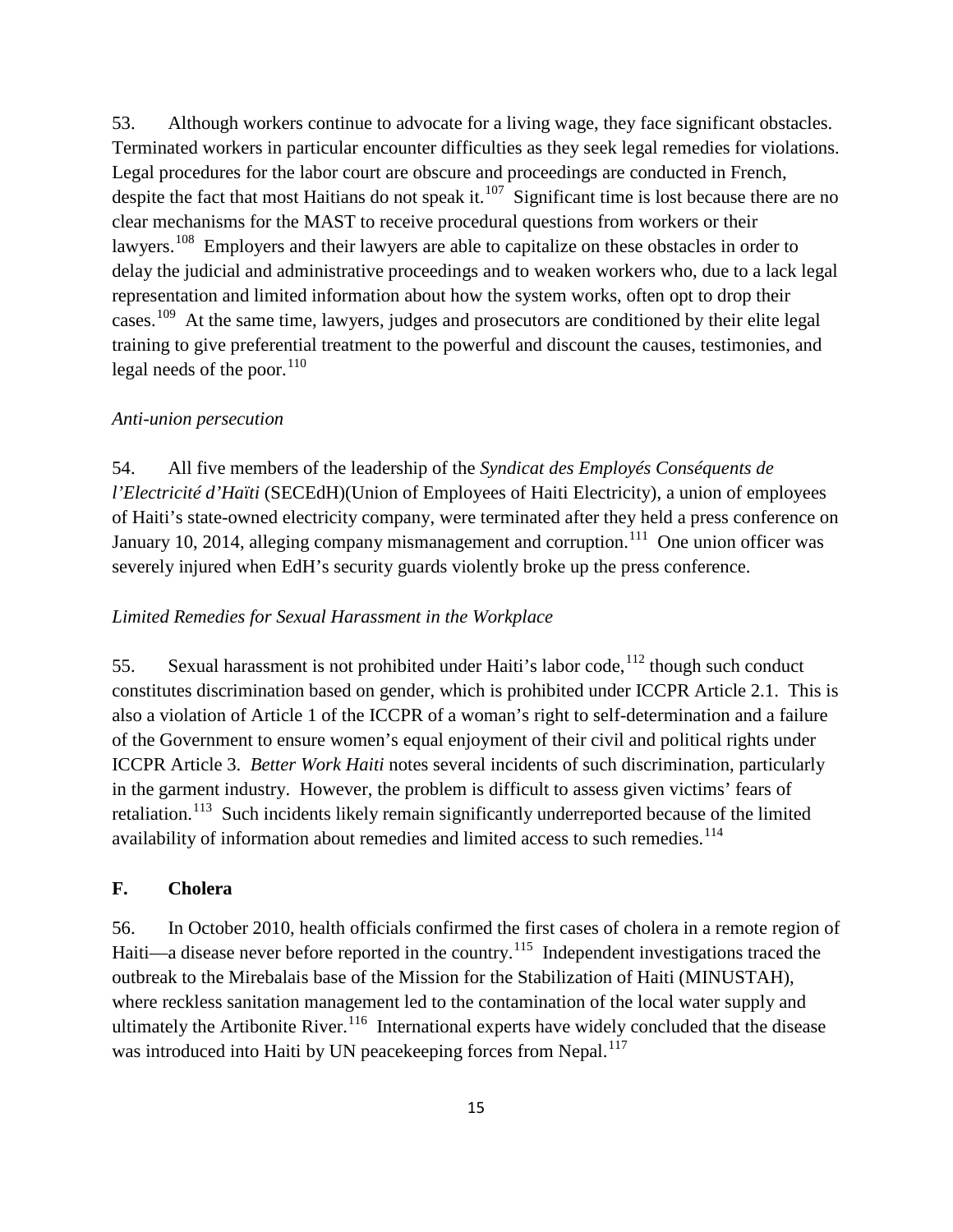53. Although workers continue to advocate for a living wage, they face significant obstacles. Terminated workers in particular encounter difficulties as they seek legal remedies for violations. Legal procedures for the labor court are obscure and proceedings are conducted in French, despite the fact that most Haitians do not speak it.[107] Significant time is lost because there are no clear mechanisms for the MAST to receive procedural questions from workers or their lawyers.[108] Employers and their lawyers are able to capitalize on these obstacles in order to delay the judicial and administrative proceedings and to weaken workers who, due to a lack legal representation and limited information about how the system works, often opt to drop their cases.[109] At the same time, lawyers, judges and prosecutors are conditioned by their elite legal training to give preferential treatment to the powerful and discount the causes, testimonies, and legal needs of the poor.[110]

*Anti-union persecution*

54. All five members of the leadership of the *Syndicat des Employés Conséquents de l'Electricité d'Haïti* (SECEdH)(Union of Employees of Haiti Electricity), a union of employees of Haiti's state-owned electricity company, were terminated after they held a press conference on January 10, 2014, alleging company mismanagement and corruption.[111] One union officer was severely injured when EdH's security guards violently broke up the press conference.

*Limited Remedies for Sexual Harassment in the Workplace*

55. Sexual harassment is not prohibited under Haiti's labor code,[112] though such conduct constitutes discrimination based on gender, which is prohibited under ICCPR Article 2.1. This is also a violation of Article 1 of the ICCPR of a woman's right to self-determination and a failure of the Government to ensure women's equal enjoyment of their civil and political rights under ICCPR Article 3. *Better Work Haiti* notes several incidents of such discrimination, particularly in the garment industry. However, the problem is difficult to assess given victims' fears of retaliation.[113] Such incidents likely remain significantly underreported because of the limited availability of information about remedies and limited access to such remedies.[114]

## F. Cholera

56. In October 2010, health officials confirmed the first cases of cholera in a remote region of Haiti—a disease never before reported in the country.[115] Independent investigations traced the outbreak to the Mirebalais base of the Mission for the Stabilization of Haiti (MINUSTAH), where reckless sanitation management led to the contamination of the local water supply and ultimately the Artibonite River.[116] International experts have widely concluded that the disease was introduced into Haiti by UN peacekeeping forces from Nepal.[117]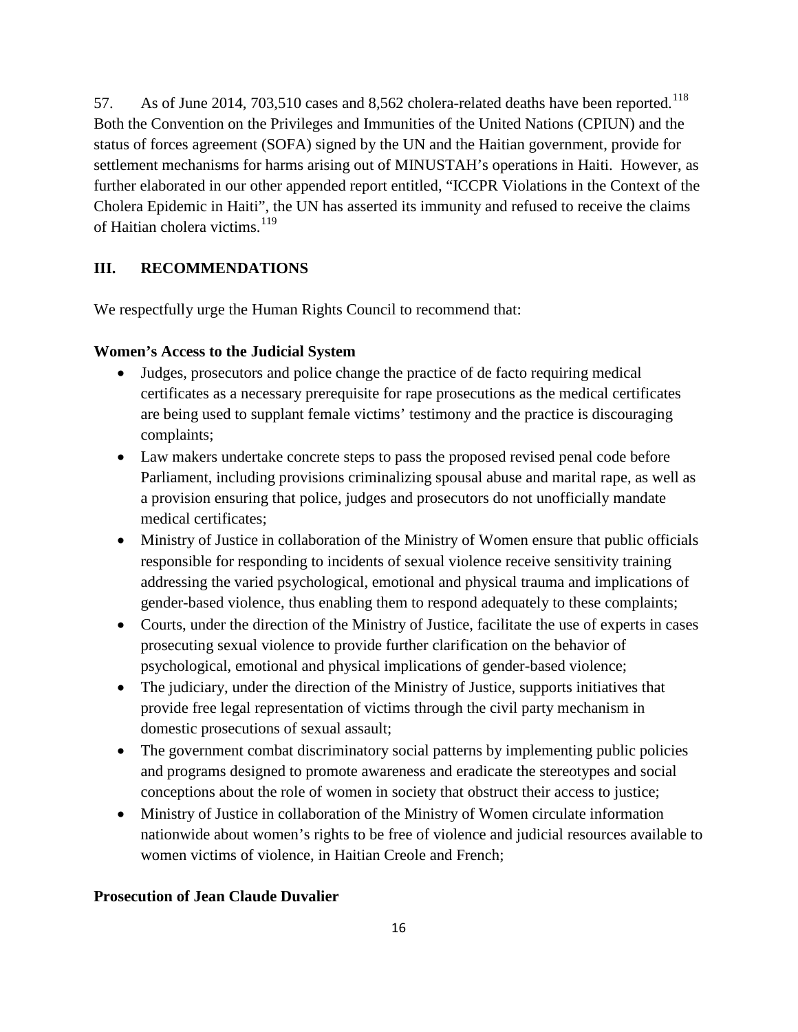57. As of June 2014, 703,510 cases and 8,562 cholera-related deaths have been reported.[118] Both the Convention on the Privileges and Immunities of the United Nations (CPIUN) and the status of forces agreement (SOFA) signed by the UN and the Haitian government, provide for settlement mechanisms for harms arising out of MINUSTAH's operations in Haiti. However, as further elaborated in our other appended report entitled, "ICCPR Violations in the Context of the Cholera Epidemic in Haiti", the UN has asserted its immunity and refused to receive the claims of Haitian cholera victims.[119]

## III. RECOMMENDATIONS

We respectfully urge the Human Rights Council to recommend that:

**Women's Access to the Judicial System**

- Judges, prosecutors and police change the practice of de facto requiring medical certificates as a necessary prerequisite for rape prosecutions as the medical certificates are being used to supplant female victims' testimony and the practice is discouraging complaints;
- Law makers undertake concrete steps to pass the proposed revised penal code before Parliament, including provisions criminalizing spousal abuse and marital rape, as well as a provision ensuring that police, judges and prosecutors do not unofficially mandate medical certificates;
- Ministry of Justice in collaboration of the Ministry of Women ensure that public officials responsible for responding to incidents of sexual violence receive sensitivity training addressing the varied psychological, emotional and physical trauma and implications of gender-based violence, thus enabling them to respond adequately to these complaints;
- Courts, under the direction of the Ministry of Justice, facilitate the use of experts in cases prosecuting sexual violence to provide further clarification on the behavior of psychological, emotional and physical implications of gender-based violence;
- The judiciary, under the direction of the Ministry of Justice, supports initiatives that provide free legal representation of victims through the civil party mechanism in domestic prosecutions of sexual assault;
- The government combat discriminatory social patterns by implementing public policies and programs designed to promote awareness and eradicate the stereotypes and social conceptions about the role of women in society that obstruct their access to justice;
- Ministry of Justice in collaboration of the Ministry of Women circulate information nationwide about women's rights to be free of violence and judicial resources available to women victims of violence, in Haitian Creole and French;

**Prosecution of Jean Claude Duvalier**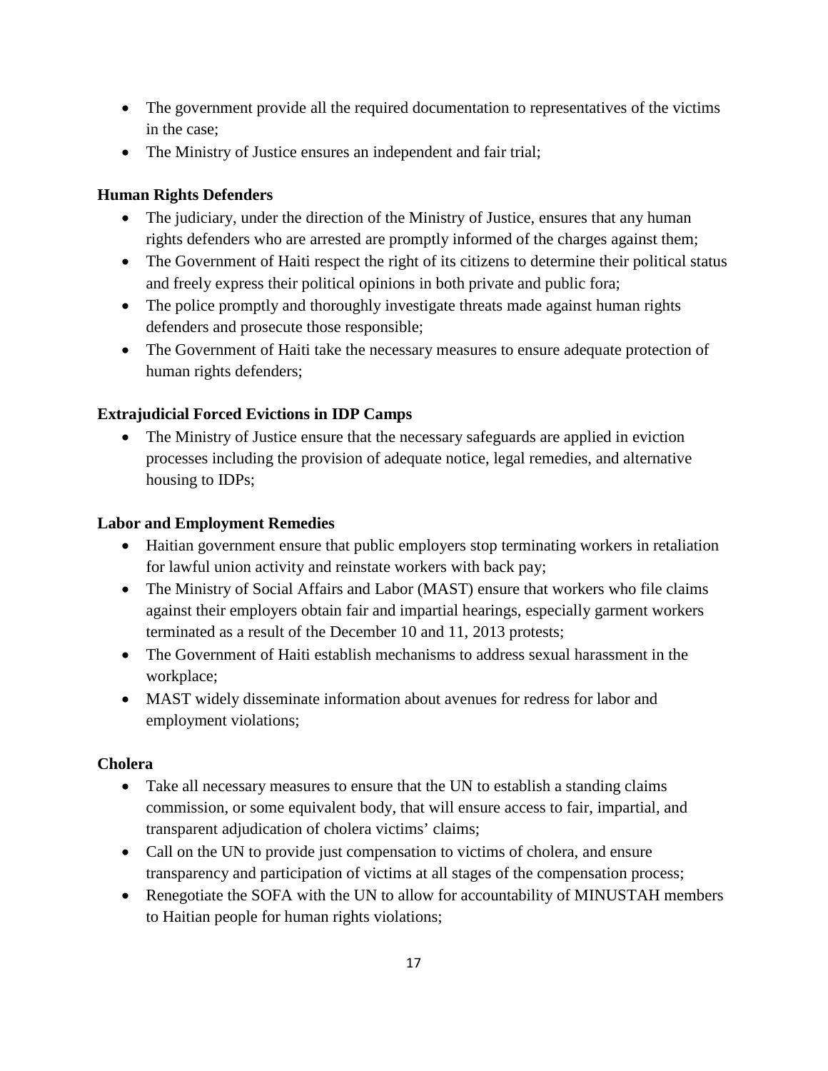- The government provide all the required documentation to representatives of the victims in the case;
- The Ministry of Justice ensures an independent and fair trial;

**Human Rights Defenders**

- The judiciary, under the direction of the Ministry of Justice, ensures that any human rights defenders who are arrested are promptly informed of the charges against them;
- The Government of Haiti respect the right of its citizens to determine their political status and freely express their political opinions in both private and public fora;
- The police promptly and thoroughly investigate threats made against human rights defenders and prosecute those responsible;
- The Government of Haiti take the necessary measures to ensure adequate protection of human rights defenders;

**Extrajudicial Forced Evictions in IDP Camps**

- The Ministry of Justice ensure that the necessary safeguards are applied in eviction processes including the provision of adequate notice, legal remedies, and alternative housing to IDPs;

**Labor and Employment Remedies**

- Haitian government ensure that public employers stop terminating workers in retaliation for lawful union activity and reinstate workers with back pay;
- The Ministry of Social Affairs and Labor (MAST) ensure that workers who file claims against their employers obtain fair and impartial hearings, especially garment workers terminated as a result of the December 10 and 11, 2013 protests;
- The Government of Haiti establish mechanisms to address sexual harassment in the workplace;
- MAST widely disseminate information about avenues for redress for labor and employment violations;

**Cholera**

- Take all necessary measures to ensure that the UN to establish a standing claims commission, or some equivalent body, that will ensure access to fair, impartial, and transparent adjudication of cholera victims' claims;
- Call on the UN to provide just compensation to victims of cholera, and ensure transparency and participation of victims at all stages of the compensation process;
- Renegotiate the SOFA with the UN to allow for accountability of MINUSTAH members to Haitian people for human rights violations;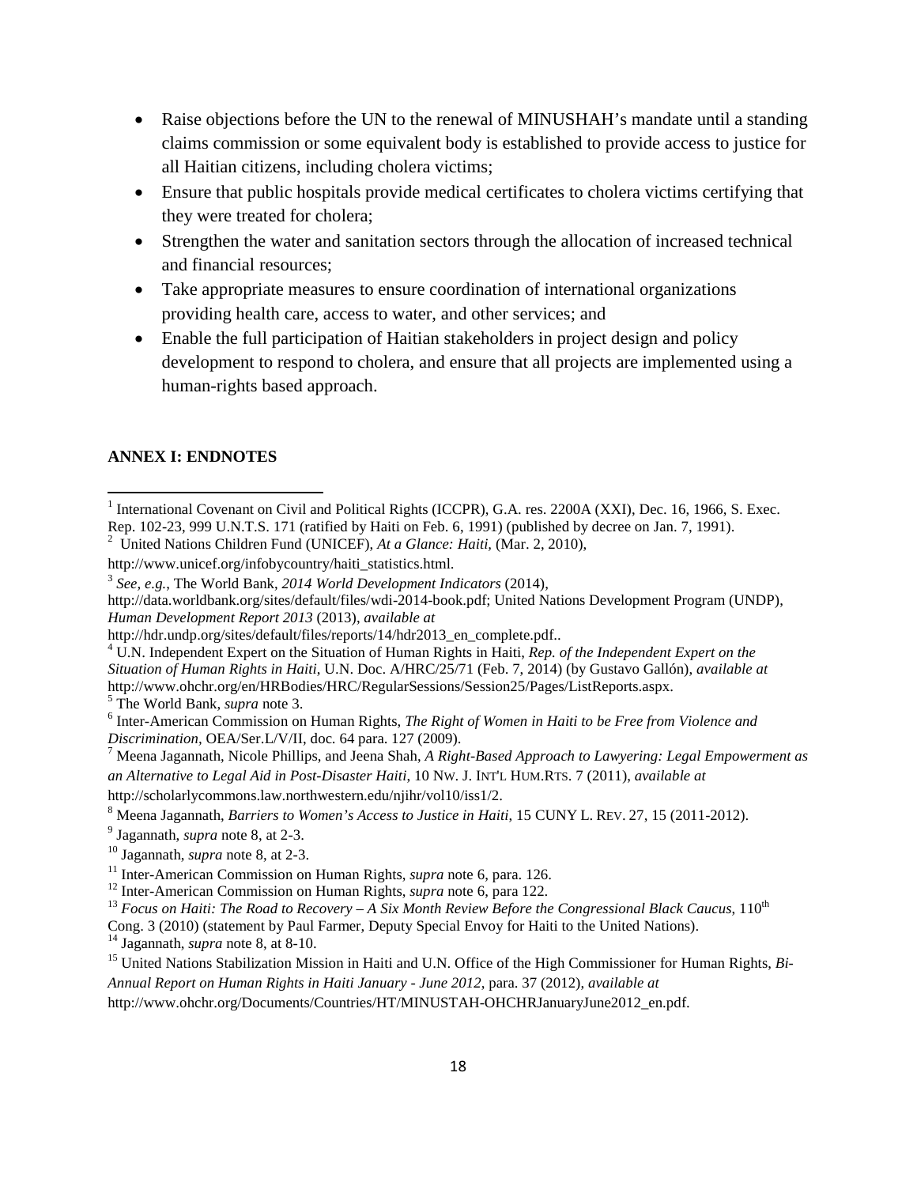- Raise objections before the UN to the renewal of MINUSHAH's mandate until a standing claims commission or some equivalent body is established to provide access to justice for all Haitian citizens, including cholera victims;
- Ensure that public hospitals provide medical certificates to cholera victims certifying that they were treated for cholera;
- Strengthen the water and sanitation sectors through the allocation of increased technical and financial resources;
- Take appropriate measures to ensure coordination of international organizations providing health care, access to water, and other services; and
- Enable the full participation of Haitian stakeholders in project design and policy development to respond to cholera, and ensure that all projects are implemented using a human-rights based approach.

**ANNEX I: ENDNOTES**

[1] International Covenant on Civil and Political Rights (ICCPR), G.A. res. 2200A (XXI), Dec. 16, 1966, S. Exec. Rep. 102-23, 999 U.N.T.S. 171 (ratified by Haiti on Feb. 6, 1991) (published by decree on Jan. 7, 1991).

[2] United Nations Children Fund (UNICEF), *At a Glance: Haiti,* (Mar. 2, 2010), http://www.unicef.org/infobycountry/haiti_statistics.html.

[3] *See, e.g.*, The World Bank, *2014 World Development Indicators* (2014), http://data.worldbank.org/sites/default/files/wdi-2014-book.pdf; United Nations Development Program (UNDP), *Human Development Report 2013* (2013), *available at* http://hdr.undp.org/sites/default/files/reports/14/hdr2013_en_complete.pdf..

[4] U.N. Independent Expert on the Situation of Human Rights in Haiti, *Rep. of the Independent Expert on the Situation of Human Rights in Haiti*, U.N. Doc. A/HRC/25/71 (Feb. 7, 2014) (by Gustavo Gallón), *available at* http://www.ohchr.org/en/HRBodies/HRC/RegularSessions/Session25/Pages/ListReports.aspx.

[5] The World Bank, *supra* note 3.

[6] Inter-American Commission on Human Rights, *The Right of Women in Haiti to be Free from Violence and Discrimination,* OEA/Ser.L/V/II, doc. 64 para. 127 (2009).

[7] Meena Jagannath, Nicole Phillips, and Jeena Shah, *A Right-Based Approach to Lawyering: Legal Empowerment as an Alternative to Legal Aid in Post-Disaster Haiti*, 10 NW. J. INT'L HUM.RTS. 7 (2011), *available at* http://scholarlycommons.law.northwestern.edu/njihr/vol10/iss1/2.

[8] Meena Jagannath, *Barriers to Women's Access to Justice in Haiti*, 15 CUNY L. REV. 27, 15 (2011-2012).

[9] Jagannath, *supra* note 8, at 2-3.

[10] Jagannath, *supra* note 8, at 2-3.

[11] Inter-American Commission on Human Rights, *supra* note 6, para. 126.

[12] Inter-American Commission on Human Rights, *supra* note 6, para 122.

[13] *Focus on Haiti: The Road to Recovery – A Six Month Review Before the Congressional Black Caucus*, 110th Cong. 3 (2010) (statement by Paul Farmer, Deputy Special Envoy for Haiti to the United Nations).

[14] Jagannath, *supra* note 8, at 8-10.

[15] United Nations Stabilization Mission in Haiti and U.N. Office of the High Commissioner for Human Rights, *Bi-Annual Report on Human Rights in Haiti January - June 2012*, para. 37 (2012), *available at* http://www.ohchr.org/Documents/Countries/HT/MINUSTAH-OHCHRJanuaryJune2012_en.pdf.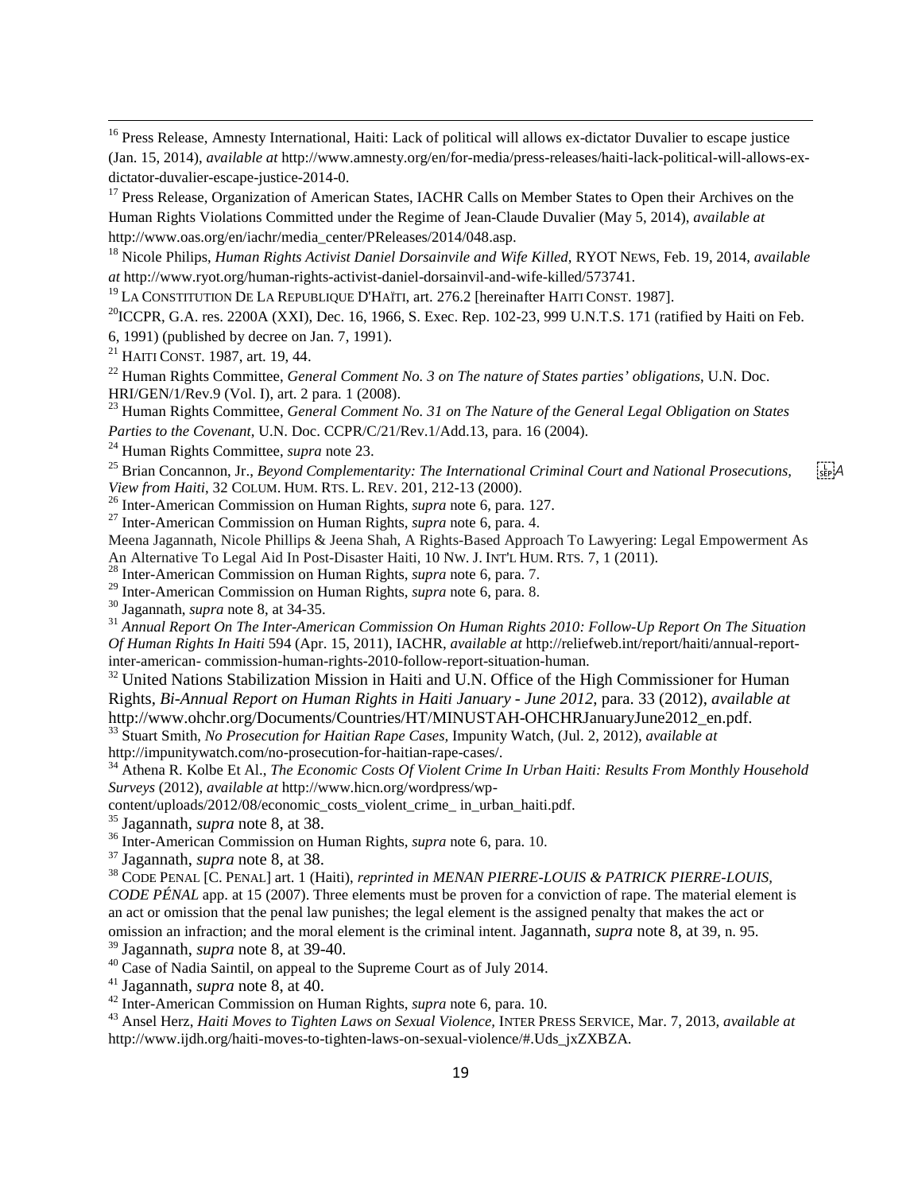[16] Press Release, Amnesty International, Haiti: Lack of political will allows ex-dictator Duvalier to escape justice (Jan. 15, 2014), *available at* http://www.amnesty.org/en/for-media/press-releases/haiti-lack-political-will-allows-ex-dictator-duvalier-escape-justice-2014-0.

[17] Press Release, Organization of American States, IACHR Calls on Member States to Open their Archives on the Human Rights Violations Committed under the Regime of Jean-Claude Duvalier (May 5, 2014), *available at* http://www.oas.org/en/iachr/media_center/PReleases/2014/048.asp.

[18] Nicole Philips, *Human Rights Activist Daniel Dorsainvile and Wife Killed*, RYOT NEWS, Feb. 19, 2014, *available at* http://www.ryot.org/human-rights-activist-daniel-dorsainvil-and-wife-killed/573741.

[19] LA CONSTITUTION DE LA REPUBLIQUE D'HAÏTI, art. 276.2 [hereinafter HAITI CONST. 1987].

[20] ICCPR, G.A. res. 2200A (XXI), Dec. 16, 1966, S. Exec. Rep. 102-23, 999 U.N.T.S. 171 (ratified by Haiti on Feb. 6, 1991) (published by decree on Jan. 7, 1991).

[21] HAITI CONST. 1987, art. 19, 44.

[22] Human Rights Committee, *General Comment No. 3 on The nature of States parties' obligations*, U.N. Doc. HRI/GEN/1/Rev.9 (Vol. I), art. 2 para. 1 (2008).

[23] Human Rights Committee, *General Comment No. 31 on The Nature of the General Legal Obligation on States Parties to the Covenant*, U.N. Doc. CCPR/C/21/Rev.1/Add.13, para. 16 (2004).

[24] Human Rights Committee, *supra* note 23.

[25] Brian Concannon, Jr., *Beyond Complementarity: The International Criminal Court and National Prosecutions, A View from Haiti*, 32 COLUM. HUM. RTS. L. REV. 201, 212-13 (2000).

[26] Inter-American Commission on Human Rights, *supra* note 6, para. 127.

[27] Inter-American Commission on Human Rights, *supra* note 6, para. 4.

Meena Jagannath, Nicole Phillips & Jeena Shah, A Rights-Based Approach To Lawyering: Legal Empowerment As An Alternative To Legal Aid In Post-Disaster Haiti, 10 NW. J. INT'L HUM. RTS. 7, 1 (2011).

[28] Inter-American Commission on Human Rights, *supra* note 6, para. 7.

[29] Inter-American Commission on Human Rights, *supra* note 6, para. 8.

[30] Jagannath, *supra* note 8, at 34-35.

[31] *Annual Report On The Inter-American Commission On Human Rights 2010: Follow-Up Report On The Situation Of Human Rights In Haiti* 594 (Apr. 15, 2011), IACHR, *available at* http://reliefweb.int/report/haiti/annual-report-inter-american- commission-human-rights-2010-follow-report-situation-human.

[32] United Nations Stabilization Mission in Haiti and U.N. Office of the High Commissioner for Human Rights, *Bi-Annual Report on Human Rights in Haiti January - June 2012*, para. 33 (2012), *available at* http://www.ohchr.org/Documents/Countries/HT/MINUSTAH-OHCHRJanuaryJune2012_en.pdf.

[33] Stuart Smith, *No Prosecution for Haitian Rape Cases,* Impunity Watch, (Jul. 2, 2012), *available at* http://impunitywatch.com/no-prosecution-for-haitian-rape-cases/.

[34] Athena R. Kolbe Et Al., *The Economic Costs Of Violent Crime In Urban Haiti: Results From Monthly Household Surveys* (2012), *available at* http://www.hicn.org/wordpress/wp-content/uploads/2012/08/economic_costs_violent_crime_ in_urban_haiti.pdf.

[35] Jagannath, *supra* note 8, at 38.

[36] Inter-American Commission on Human Rights, *supra* note 6, para. 10.

[37] Jagannath, *supra* note 8, at 38.

[38] CODE PENAL [C. PENAL] art. 1 (Haiti), *reprinted in MENAN PIERRE-LOUIS & PATRICK PIERRE-LOUIS, CODE PÉNAL* app. at 15 (2007). Three elements must be proven for a conviction of rape. The material element is an act or omission that the penal law punishes; the legal element is the assigned penalty that makes the act or omission an infraction; and the moral element is the criminal intent. Jagannath, *supra* note 8, at 39, n. 95.

[39] Jagannath, *supra* note 8, at 39-40.

[40] Case of Nadia Saintil, on appeal to the Supreme Court as of July 2014.

[41] Jagannath, *supra* note 8, at 40.

[42] Inter-American Commission on Human Rights, *supra* note 6, para. 10.

[43] Ansel Herz, *Haiti Moves to Tighten Laws on Sexual Violence,* INTER PRESS SERVICE, Mar. 7, 2013, *available at* http://www.ijdh.org/haiti-moves-to-tighten-laws-on-sexual-violence/#.Uds_jxZXBZA.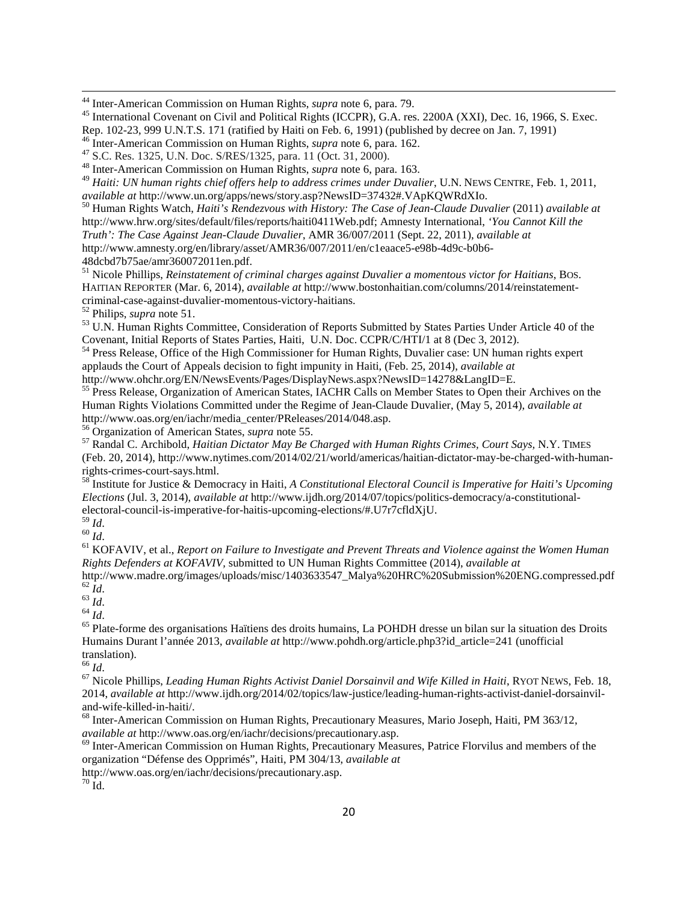[44] Inter-American Commission on Human Rights, *supra* note 6, para. 79.

[45] International Covenant on Civil and Political Rights (ICCPR), G.A. res. 2200A (XXI), Dec. 16, 1966, S. Exec. Rep. 102-23, 999 U.N.T.S. 171 (ratified by Haiti on Feb. 6, 1991) (published by decree on Jan. 7, 1991)

[46] Inter-American Commission on Human Rights, *supra* note 6, para. 162.

[47] S.C. Res. 1325, U.N. Doc. S/RES/1325, para. 11 (Oct. 31, 2000).

[48] Inter-American Commission on Human Rights, *supra* note 6, para. 163.

[49] *Haiti: UN human rights chief offers help to address crimes under Duvalier*, U.N. NEWS CENTRE, Feb. 1, 2011, *available at* http://www.un.org/apps/news/story.asp?NewsID=37432#.VApKQWRdXIo.

[50] Human Rights Watch, *Haiti's Rendezvous with History: The Case of Jean-Claude Duvalier* (2011) *available at* http://www.hrw.org/sites/default/files/reports/haiti0411Web.pdf; Amnesty International, *'You Cannot Kill the Truth': The Case Against Jean-Claude Duvalier*, AMR 36/007/2011 (Sept. 22, 2011), *available at* http://www.amnesty.org/en/library/asset/AMR36/007/2011/en/c1eaace5-e98b-4d9c-b0b6-48dcbd7b75ae/amr360072011en.pdf.

[51] Nicole Phillips, *Reinstatement of criminal charges against Duvalier a momentous victor for Haitians*, BOS. HAITIAN REPORTER (Mar. 6, 2014), *available at* http://www.bostonhaitian.com/columns/2014/reinstatement-criminal-case-against-duvalier-momentous-victory-haitians.

[52] Philips, *supra* note 51.

[53] U.N. Human Rights Committee, Consideration of Reports Submitted by States Parties Under Article 40 of the Covenant, Initial Reports of States Parties, Haiti, U.N. Doc. CCPR/C/HTI/1 at 8 (Dec 3, 2012).

[54] Press Release, Office of the High Commissioner for Human Rights, Duvalier case: UN human rights expert applauds the Court of Appeals decision to fight impunity in Haiti, (Feb. 25, 2014), *available at* http://www.ohchr.org/EN/NewsEvents/Pages/DisplayNews.aspx?NewsID=14278&LangID=E.

[55] Press Release, Organization of American States, IACHR Calls on Member States to Open their Archives on the Human Rights Violations Committed under the Regime of Jean-Claude Duvalier, (May 5, 2014), *available at* http://www.oas.org/en/iachr/media_center/PReleases/2014/048.asp.

[56] Organization of American States, *supra* note 55.

[57] Randal C. Archibold, *Haitian Dictator May Be Charged with Human Rights Crimes, Court Says*, N.Y. TIMES (Feb. 20, 2014), http://www.nytimes.com/2014/02/21/world/americas/haitian-dictator-may-be-charged-with-human-rights-crimes-court-says.html.

[58] Institute for Justice & Democracy in Haiti, *A Constitutional Electoral Council is Imperative for Haiti's Upcoming Elections* (Jul. 3, 2014), *available at* http://www.ijdh.org/2014/07/topics/politics-democracy/a-constitutional-electoral-council-is-imperative-for-haitis-upcoming-elections/#.U7r7cfldXjU.

[59] *Id*.

[60] *Id*.

[61] KOFAVIV, et al., *Report on Failure to Investigate and Prevent Threats and Violence against the Women Human Rights Defenders at KOFAVIV*, submitted to UN Human Rights Committee (2014), *available at* http://www.madre.org/images/uploads/misc/1403633547_Malya%20HRC%20Submission%20ENG.compressed.pdf

[62] *Id*.

[63] *Id*.

[64] *Id*.

[65] Plate-forme des organisations Haïtiens des droits humains, La POHDH dresse un bilan sur la situation des Droits Humains Durant l'année 2013, *available at* http://www.pohdh.org/article.php3?id_article=241 (unofficial translation).

[66] *Id*.

[67] Nicole Phillips, *Leading Human Rights Activist Daniel Dorsainvil and Wife Killed in Haiti*, RYOT NEWS, Feb. 18, 2014, *available at* http://www.ijdh.org/2014/02/topics/law-justice/leading-human-rights-activist-daniel-dorsainvil-and-wife-killed-in-haiti/.

[68] Inter-American Commission on Human Rights, Precautionary Measures, Mario Joseph, Haiti, PM 363/12, *available at* http://www.oas.org/en/iachr/decisions/precautionary.asp.

[69] Inter-American Commission on Human Rights, Precautionary Measures, Patrice Florvilus and members of the organization "Défense des Opprimés", Haiti, PM 304/13, *available at* http://www.oas.org/en/iachr/decisions/precautionary.asp.

[70] Id.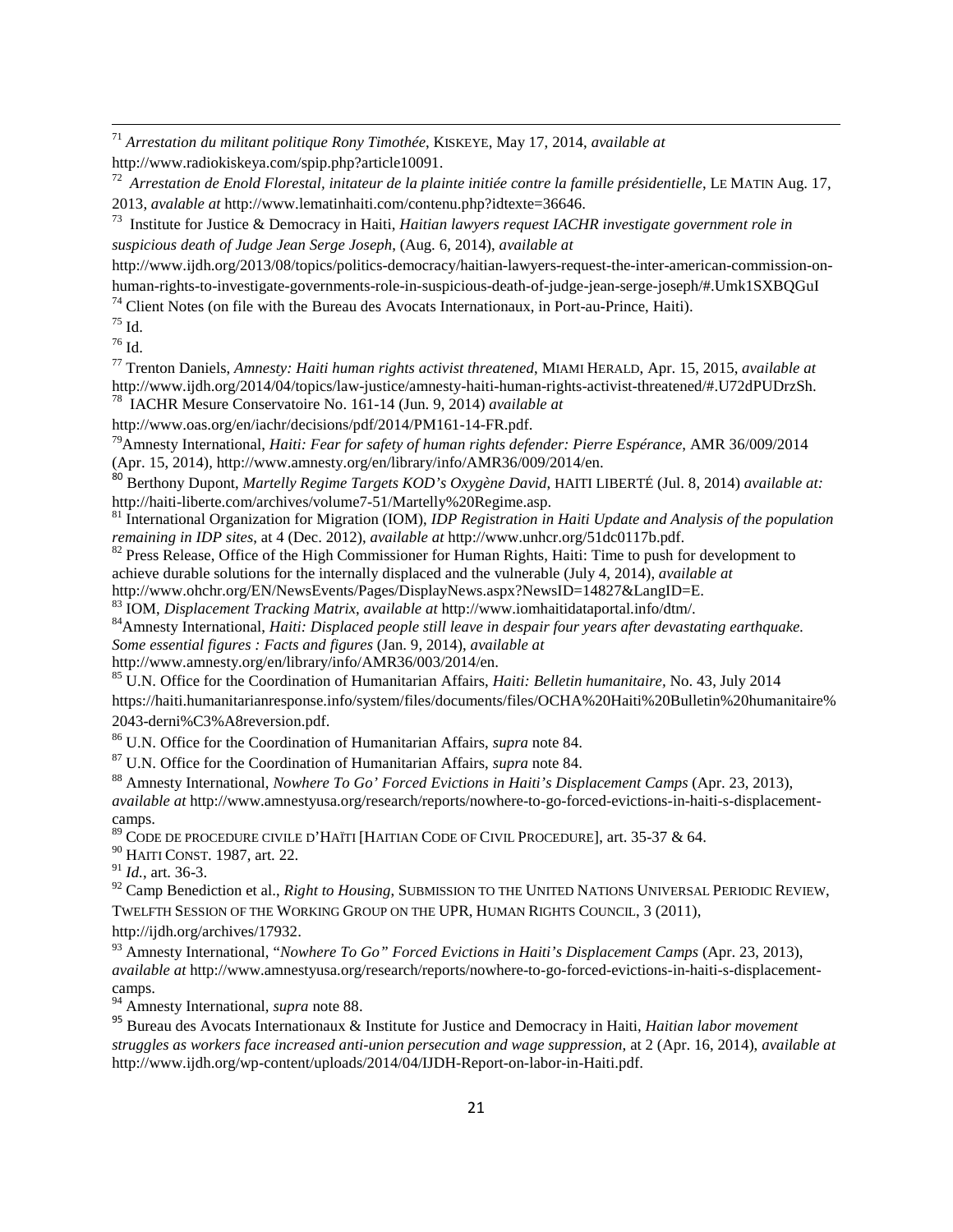[71] *Arrestation du militant politique Rony Timothée*, KISKEYE, May 17, 2014, *available at* http://www.radiokiskeya.com/spip.php?article10091.

[72] *Arrestation de Enold Florestal, initateur de la plainte initiée contre la famille présidentielle*, LE MATIN Aug. 17, 2013, *avalable at* http://www.lematinhaiti.com/contenu.php?idtexte=36646.

[73] Institute for Justice & Democracy in Haiti, *Haitian lawyers request IACHR investigate government role in suspicious death of Judge Jean Serge Joseph*, (Aug. 6, 2014), *available at* http://www.ijdh.org/2013/08/topics/politics-democracy/haitian-lawyers-request-the-inter-american-commission-on-human-rights-to-investigate-governments-role-in-suspicious-death-of-judge-jean-serge-joseph/#.Umk1SXBQGuI

[74] Client Notes (on file with the Bureau des Avocats Internationaux, in Port-au-Prince, Haiti).

[75] Id.

[76] Id.

[77] Trenton Daniels, *Amnesty: Haiti human rights activist threatened*, MIAMI HERALD, Apr. 15, 2015, *available at* http://www.ijdh.org/2014/04/topics/law-justice/amnesty-haiti-human-rights-activist-threatened/#.U72dPUDrzSh.

[78] IACHR Mesure Conservatoire No. 161-14 (Jun. 9, 2014) *available at* http://www.oas.org/en/iachr/decisions/pdf/2014/PM161-14-FR.pdf.

[79] Amnesty International, *Haiti: Fear for safety of human rights defender: Pierre Espérance*, AMR 36/009/2014 (Apr. 15, 2014), http://www.amnesty.org/en/library/info/AMR36/009/2014/en.

[80] Berthony Dupont, *Martelly Regime Targets KOD's Oxygène David*, HAITI LIBERTÉ (Jul. 8, 2014) *available at:* http://haiti-liberte.com/archives/volume7-51/Martelly%20Regime.asp.

[81] International Organization for Migration (IOM), *IDP Registration in Haiti Update and Analysis of the population remaining in IDP sites*, at 4 (Dec. 2012), *available at* http://www.unhcr.org/51dc0117b.pdf.

[82] Press Release, Office of the High Commissioner for Human Rights, Haiti: Time to push for development to achieve durable solutions for the internally displaced and the vulnerable (July 4, 2014), *available at* http://www.ohchr.org/EN/NewsEvents/Pages/DisplayNews.aspx?NewsID=14827&LangID=E.

[83] IOM, *Displacement Tracking Matrix*, *available at* http://www.iomhaitidataportal.info/dtm/.

[84] Amnesty International, *Haiti: Displaced people still leave in despair four years after devastating earthquake. Some essential figures : Facts and figures* (Jan. 9, 2014), *available at* http://www.amnesty.org/en/library/info/AMR36/003/2014/en.

[85] U.N. Office for the Coordination of Humanitarian Affairs, *Haiti: Belletin humanitaire*, No. 43, July 2014 https://haiti.humanitarianresponse.info/system/files/documents/files/OCHA%20Haiti%20Bulletin%20humanitaire%2043-derni%C3%A8reversion.pdf.

[86] U.N. Office for the Coordination of Humanitarian Affairs, *supra* note 84.

[87] U.N. Office for the Coordination of Humanitarian Affairs, *supra* note 84.

[88] Amnesty International, *Nowhere To Go' Forced Evictions in Haiti's Displacement Camps* (Apr. 23, 2013), *available at* http://www.amnestyusa.org/research/reports/nowhere-to-go-forced-evictions-in-haiti-s-displacement-camps.

[89] CODE DE PROCEDURE CIVILE D'HAÏTI [HAITIAN CODE OF CIVIL PROCEDURE], art. 35-37 & 64.

[90] HAITI CONST. 1987, art. 22.

[91] *Id.*, art. 36-3.

[92] Camp Benediction et al., *Right to Housing*, SUBMISSION TO THE UNITED NATIONS UNIVERSAL PERIODIC REVIEW, TWELFTH SESSION OF THE WORKING GROUP ON THE UPR, HUMAN RIGHTS COUNCIL, 3 (2011), http://ijdh.org/archives/17932.

[93] Amnesty International, "*Nowhere To Go" Forced Evictions in Haiti's Displacement Camps* (Apr. 23, 2013), *available at* http://www.amnestyusa.org/research/reports/nowhere-to-go-forced-evictions-in-haiti-s-displacement-camps.

[94] Amnesty International, *supra* note 88.

[95] Bureau des Avocats Internationaux & Institute for Justice and Democracy in Haiti, *Haitian labor movement struggles as workers face increased anti-union persecution and wage suppression*, at 2 (Apr. 16, 2014), *available at* http://www.ijdh.org/wp-content/uploads/2014/04/IJDH-Report-on-labor-in-Haiti.pdf.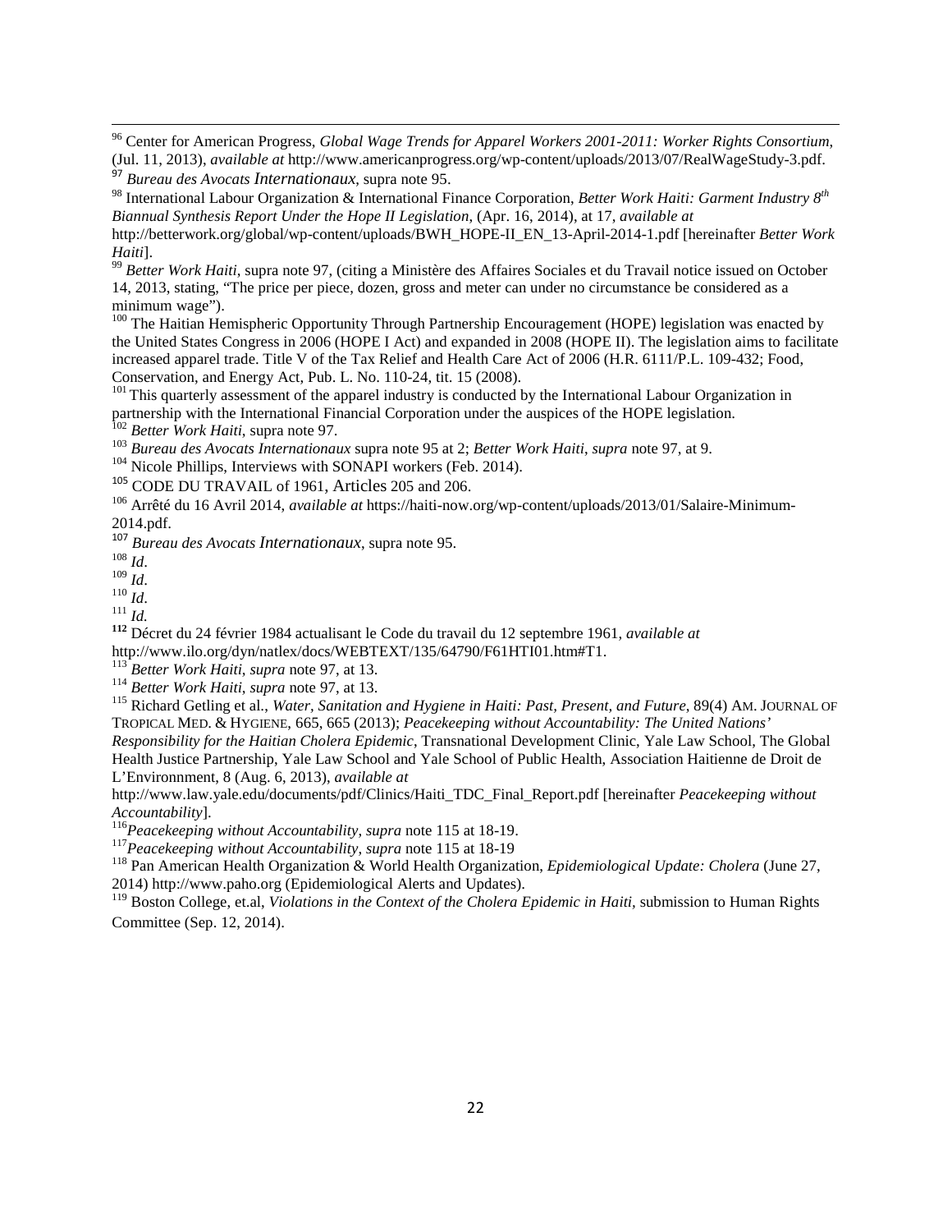[96] Center for American Progress, *Global Wage Trends for Apparel Workers 2001-2011: Worker Rights Consortium*, (Jul. 11, 2013), *available at* http://www.americanprogress.org/wp-content/uploads/2013/07/RealWageStudy-3.pdf.

[97] *Bureau des Avocats Internationaux*, supra note 95.

[98] International Labour Organization & International Finance Corporation, *Better Work Haiti: Garment Industry 8th Biannual Synthesis Report Under the Hope II Legislation*, (Apr. 16, 2014), at 17, *available at* http://betterwork.org/global/wp-content/uploads/BWH_HOPE-II_EN_13-April-2014-1.pdf [hereinafter *Better Work Haiti*].

[99] *Better Work Haiti*, supra note 97, (citing a Ministère des Affaires Sociales et du Travail notice issued on October 14, 2013, stating, "The price per piece, dozen, gross and meter can under no circumstance be considered as a minimum wage").

[100] The Haitian Hemispheric Opportunity Through Partnership Encouragement (HOPE) legislation was enacted by the United States Congress in 2006 (HOPE I Act) and expanded in 2008 (HOPE II). The legislation aims to facilitate increased apparel trade. Title V of the Tax Relief and Health Care Act of 2006 (H.R. 6111/P.L. 109-432; Food, Conservation, and Energy Act, Pub. L. No. 110-24, tit. 15 (2008).

[101] This quarterly assessment of the apparel industry is conducted by the International Labour Organization in partnership with the International Financial Corporation under the auspices of the HOPE legislation.

[102] *Better Work Haiti*, supra note 97.

[103] *Bureau des Avocats Internationaux* supra note 95 at 2; *Better Work Haiti*, *supra* note 97, at 9.

[104] Nicole Phillips, Interviews with SONAPI workers (Feb. 2014).

[105] CODE DU TRAVAIL of 1961, Articles 205 and 206.

[106] Arrêté du 16 Avril 2014, *available at* https://haiti-now.org/wp-content/uploads/2013/01/Salaire-Minimum-2014.pdf.

[107] *Bureau des Avocats Internationaux*, supra note 95.

[108] *Id*.

[109] *Id*.

[110] *Id*.

[111] *Id.*

[112] Décret du 24 février 1984 actualisant le Code du travail du 12 septembre 1961, *available at* http://www.ilo.org/dyn/natlex/docs/WEBTEXT/135/64790/F61HTI01.htm#T1.

[113] *Better Work Haiti*, *supra* note 97, at 13.

[114] *Better Work Haiti*, *supra* note 97, at 13.

[115] Richard Getling et al., *Water, Sanitation and Hygiene in Haiti: Past, Present, and Future*, 89(4) AM. JOURNAL OF TROPICAL MED. & HYGIENE, 665, 665 (2013); *Peacekeeping without Accountability: The United Nations' Responsibility for the Haitian Cholera Epidemic*, Transnational Development Clinic, Yale Law School, The Global Health Justice Partnership, Yale Law School and Yale School of Public Health, Association Haitienne de Droit de L'Environnment, 8 (Aug. 6, 2013), *available at* http://www.law.yale.edu/documents/pdf/Clinics/Haiti_TDC_Final_Report.pdf [hereinafter *Peacekeeping without Accountability*].

[116] *Peacekeeping without Accountability*, *supra* note 115 at 18-19.

[117] *Peacekeeping without Accountability*, *supra* note 115 at 18-19

[118] Pan American Health Organization & World Health Organization, *Epidemiological Update: Cholera* (June 27, 2014) http://www.paho.org (Epidemiological Alerts and Updates).

[119] Boston College, et.al, *Violations in the Context of the Cholera Epidemic in Haiti*, submission to Human Rights Committee (Sep. 12, 2014).